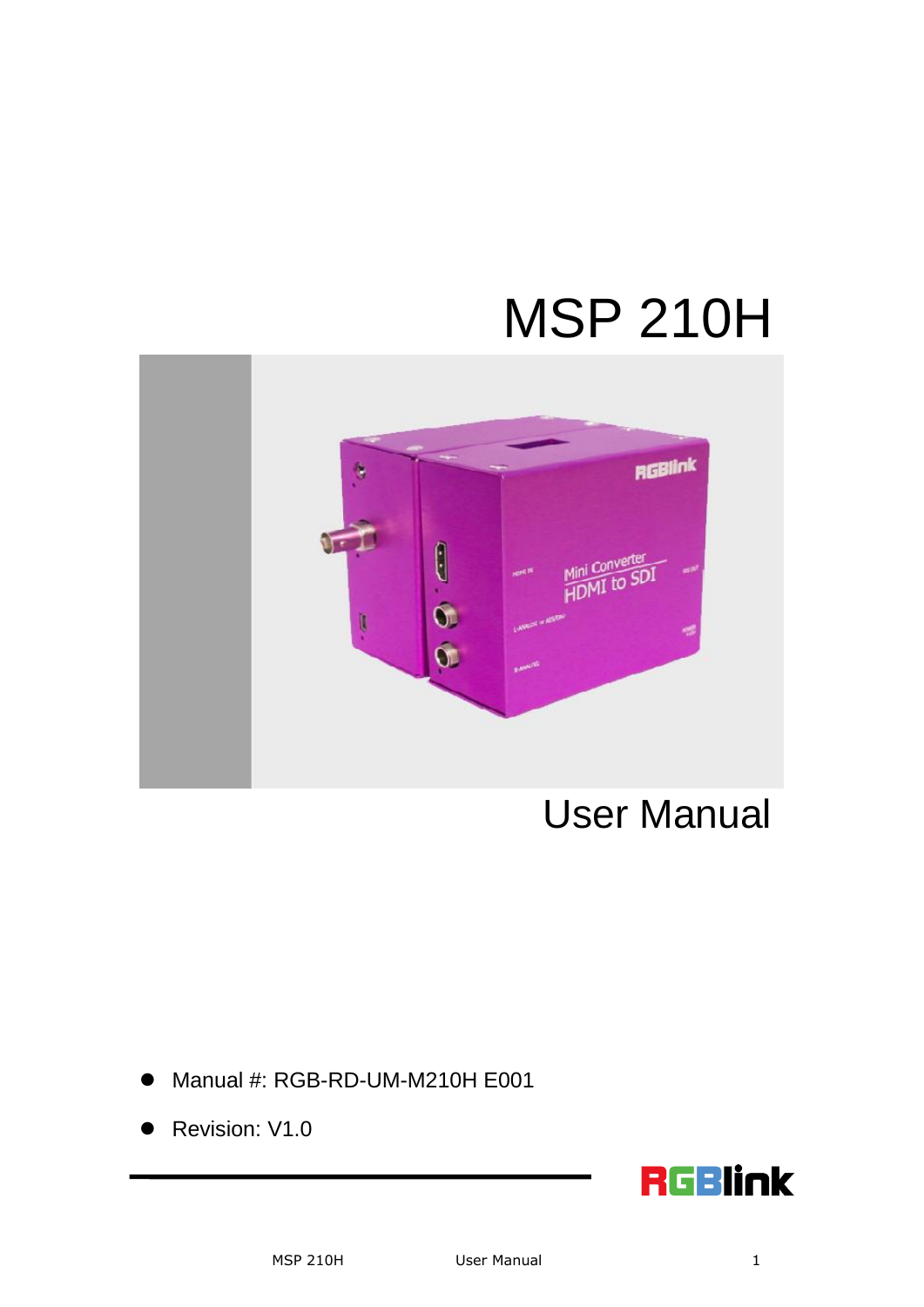# MSP 210H

## User Manual

- Manual #: RGB-RD-UM-M210H E001
- Revision: V1.0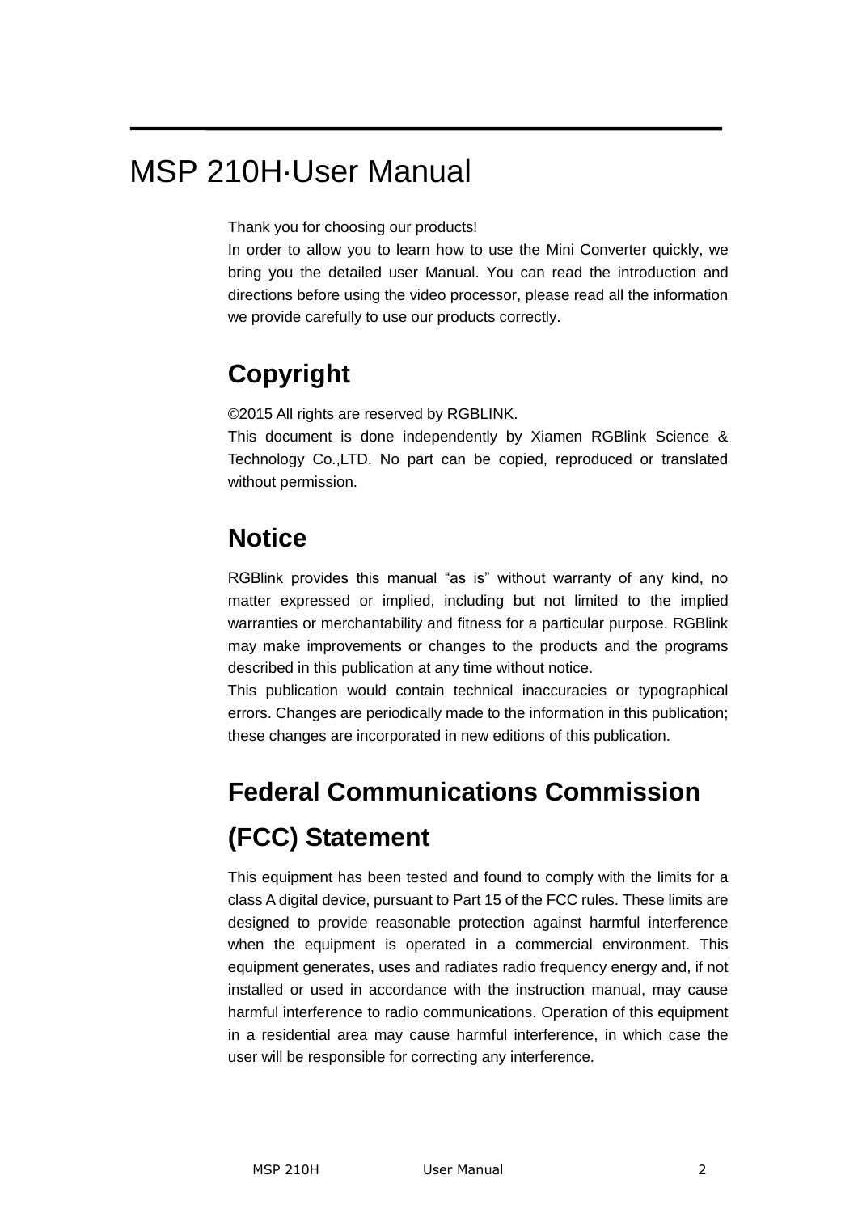# MSP 210H·User Manual

Thank you for choosing our products!

In order to allow you to learn how to use the Mini Converter quickly, we bring you the detailed user Manual. You can read the introduction and directions before using the video processor, please read all the information we provide carefully to use our products correctly.

## Copyright

©2015 All rights are reserved by RGBLINK.

This document is done independently by Xiamen RGBlink Science & Technology Co.,LTD. No part can be copied, reproduced or translated without permission.

## Notice

RGBlink provides this manual “as is” without warranty of any kind, no matter expressed or implied, including but not limited to the implied warranties or merchantability and fitness for a particular purpose. RGBlink may make improvements or changes to the products and the programs described in this publication at any time without notice.

This publication would contain technical inaccuracies or typographical errors. Changes are periodically made to the information in this publication; these changes are incorporated in new editions of this publication.

## Federal Communications Commission (FCC) Statement

This equipment has been tested and found to comply with the limits for a class A digital device, pursuant to Part 15 of the FCC rules. These limits are designed to provide reasonable protection against harmful interference when the equipment is operated in a commercial environment. This equipment generates, uses and radiates radio frequency energy and, if not installed or used in accordance with the instruction manual, may cause harmful interference to radio communications. Operation of this equipment in a residential area may cause harmful interference, in which case the user will be responsible for correcting any interference.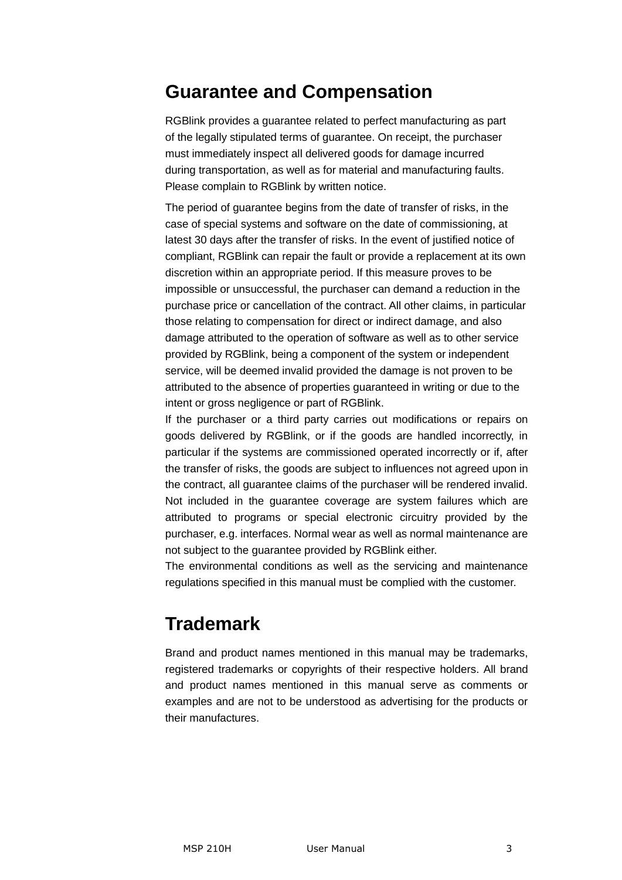# Guarantee and Compensation

RGBlink provides a guarantee related to perfect manufacturing as part of the legally stipulated terms of guarantee. On receipt, the purchaser must immediately inspect all delivered goods for damage incurred during transportation, as well as for material and manufacturing faults. Please complain to RGBlink by written notice.

The period of guarantee begins from the date of transfer of risks, in the case of special systems and software on the date of commissioning, at latest 30 days after the transfer of risks. In the event of justified notice of compliant, RGBlink can repair the fault or provide a replacement at its own discretion within an appropriate period. If this measure proves to be impossible or unsuccessful, the purchaser can demand a reduction in the purchase price or cancellation of the contract. All other claims, in particular those relating to compensation for direct or indirect damage, and also damage attributed to the operation of software as well as to other service provided by RGBlink, being a component of the system or independent service, will be deemed invalid provided the damage is not proven to be attributed to the absence of properties guaranteed in writing or due to the intent or gross negligence or part of RGBlink.

If the purchaser or a third party carries out modifications or repairs on goods delivered by RGBlink, or if the goods are handled incorrectly, in particular if the systems are commissioned operated incorrectly or if, after the transfer of risks, the goods are subject to influences not agreed upon in the contract, all guarantee claims of the purchaser will be rendered invalid. Not included in the guarantee coverage are system failures which are attributed to programs or special electronic circuitry provided by the purchaser, e.g. interfaces. Normal wear as well as normal maintenance are not subject to the guarantee provided by RGBlink either.

The environmental conditions as well as the servicing and maintenance regulations specified in this manual must be complied with the customer.

# Trademark

Brand and product names mentioned in this manual may be trademarks, registered trademarks or copyrights of their respective holders. All brand and product names mentioned in this manual serve as comments or examples and are not to be understood as advertising for the products or their manufactures.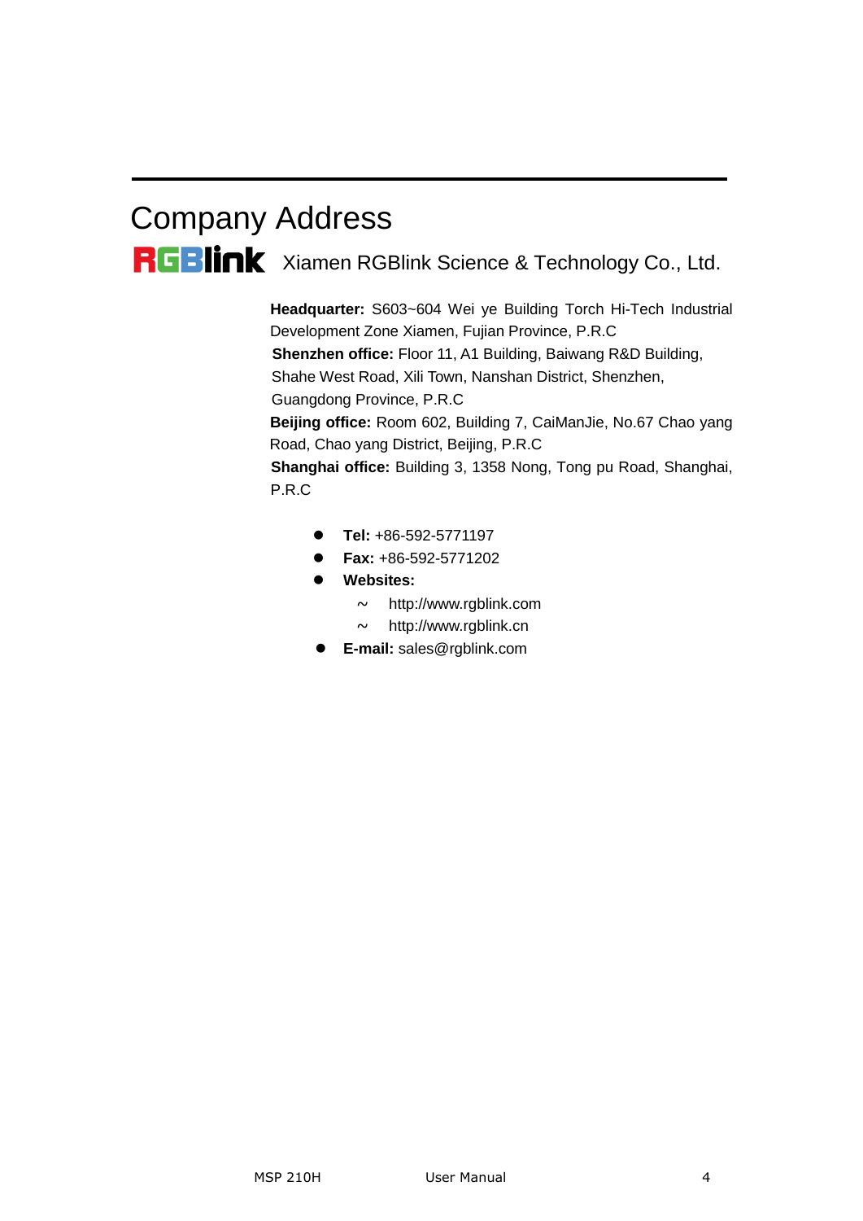# Company Address

RGBlink Xiamen RGBlink Science & Technology Co., Ltd.

**Headquarter:** S603~604 Wei ye Building Torch Hi-Tech Industrial Development Zone Xiamen, Fujian Province, P.R.C

**Shenzhen office:** Floor 11, A1 Building, Baiwang R&D Building, Shahe West Road, Xili Town, Nanshan District, Shenzhen, Guangdong Province, P.R.C

**Beijing office:** Room 602, Building 7, CaiManJie, No.67 Chao yang Road, Chao yang District, Beijing, P.R.C

**Shanghai office:** Building 3, 1358 Nong, Tong pu Road, Shanghai, P.R.C

- **Tel:** +86-592-5771197
- **Fax:** +86-592-5771202
- **Websites:**
  - http://www.rgblink.com
  - http://www.rgblink.cn
- **E-mail:** sales@rgblink.com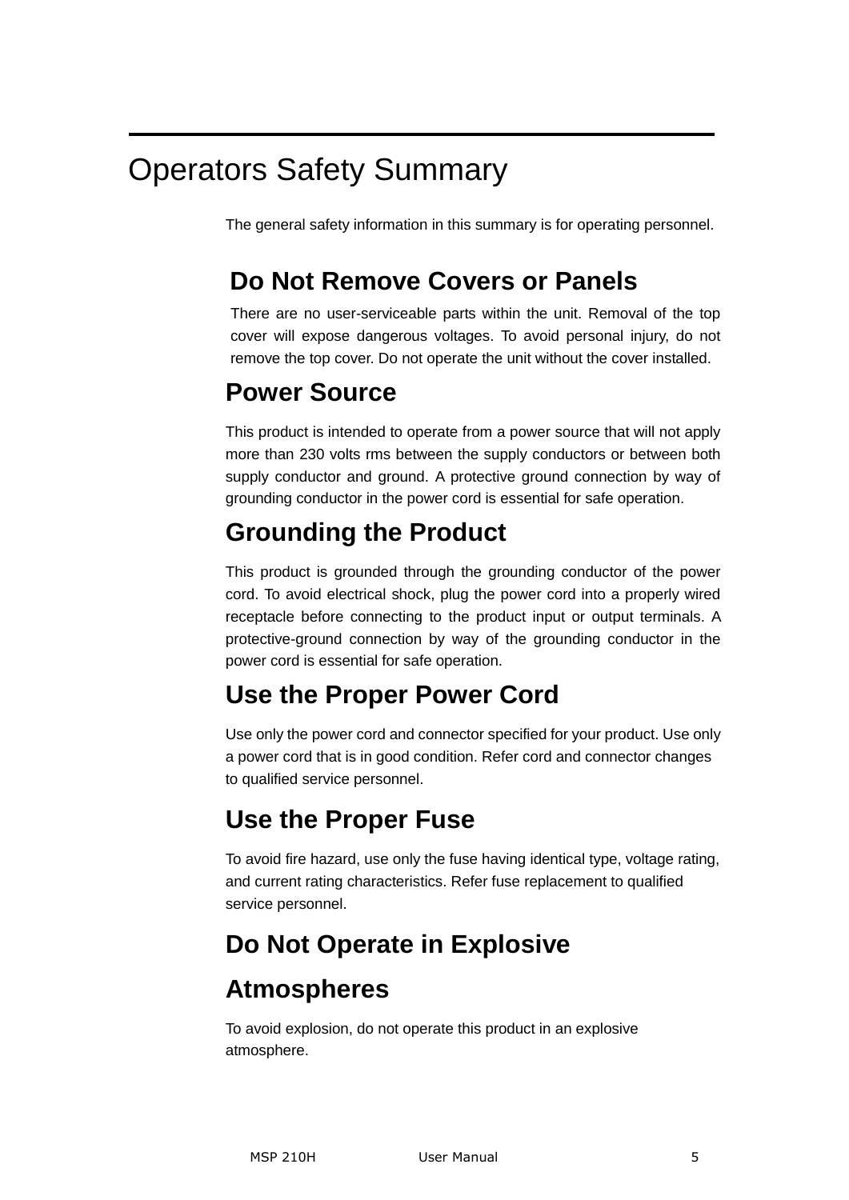# Operators Safety Summary

The general safety information in this summary is for operating personnel.

## Do Not Remove Covers or Panels

There are no user-serviceable parts within the unit. Removal of the top cover will expose dangerous voltages. To avoid personal injury, do not remove the top cover. Do not operate the unit without the cover installed.

## Power Source

This product is intended to operate from a power source that will not apply more than 230 volts rms between the supply conductors or between both supply conductor and ground. A protective ground connection by way of grounding conductor in the power cord is essential for safe operation.

## Grounding the Product

This product is grounded through the grounding conductor of the power cord. To avoid electrical shock, plug the power cord into a properly wired receptacle before connecting to the product input or output terminals. A protective-ground connection by way of the grounding conductor in the power cord is essential for safe operation.

## Use the Proper Power Cord

Use only the power cord and connector specified for your product. Use only a power cord that is in good condition. Refer cord and connector changes to qualified service personnel.

## Use the Proper Fuse

To avoid fire hazard, use only the fuse having identical type, voltage rating, and current rating characteristics. Refer fuse replacement to qualified service personnel.

## Do Not Operate in Explosive Atmospheres

To avoid explosion, do not operate this product in an explosive atmosphere.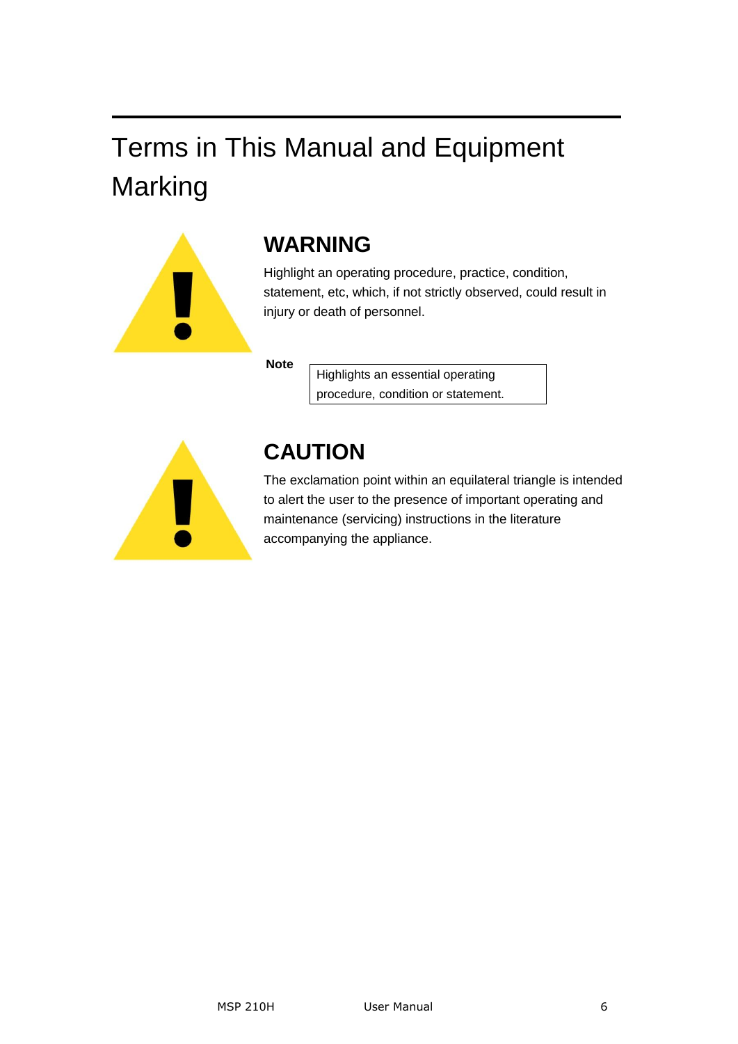# Terms in This Manual and Equipment Marking

## WARNING

Highlight an operating procedure, practice, condition, statement, etc, which, if not strictly observed, could result in injury or death of personnel.

**Note**

Highlights an essential operating procedure, condition or statement.

## CAUTION

The exclamation point within an equilateral triangle is intended to alert the user to the presence of important operating and maintenance (servicing) instructions in the literature accompanying the appliance.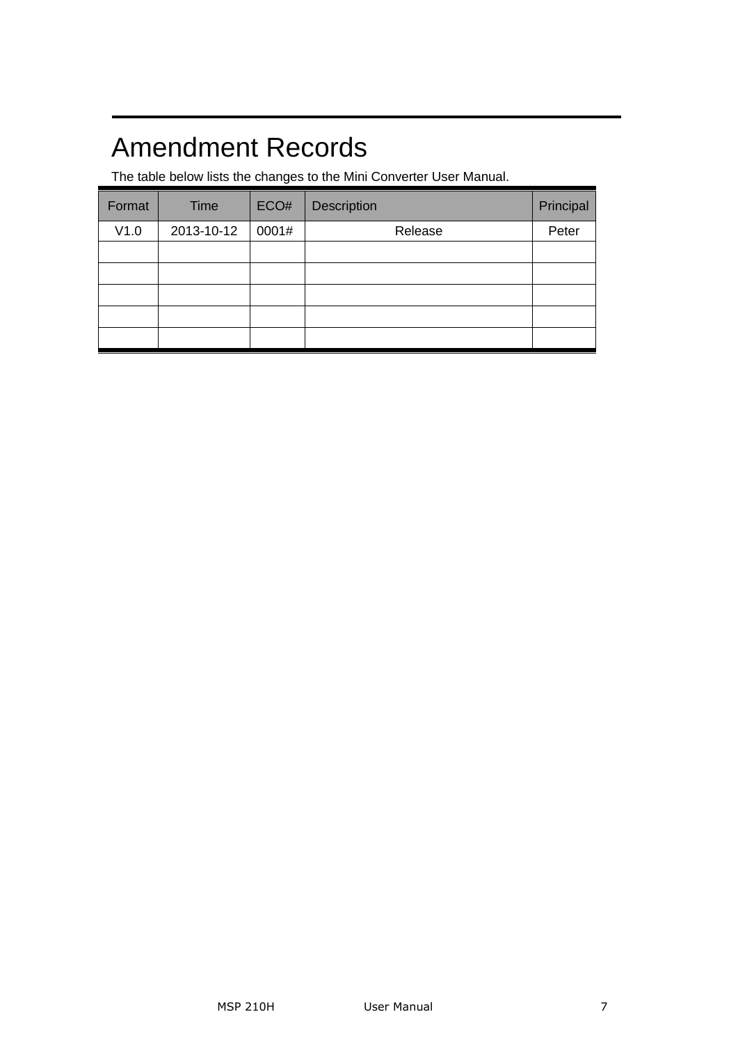# Amendment Records

The table below lists the changes to the Mini Converter User Manual.

| Format | Time | ECO# | Description | Principal |
|---|---|---|---|---|
| V1.0 | 2013-10-12 | 0001# | Release | Peter |
| | | | | |
| | | | | |
| | | | | |
| | | | | |
| | | | | |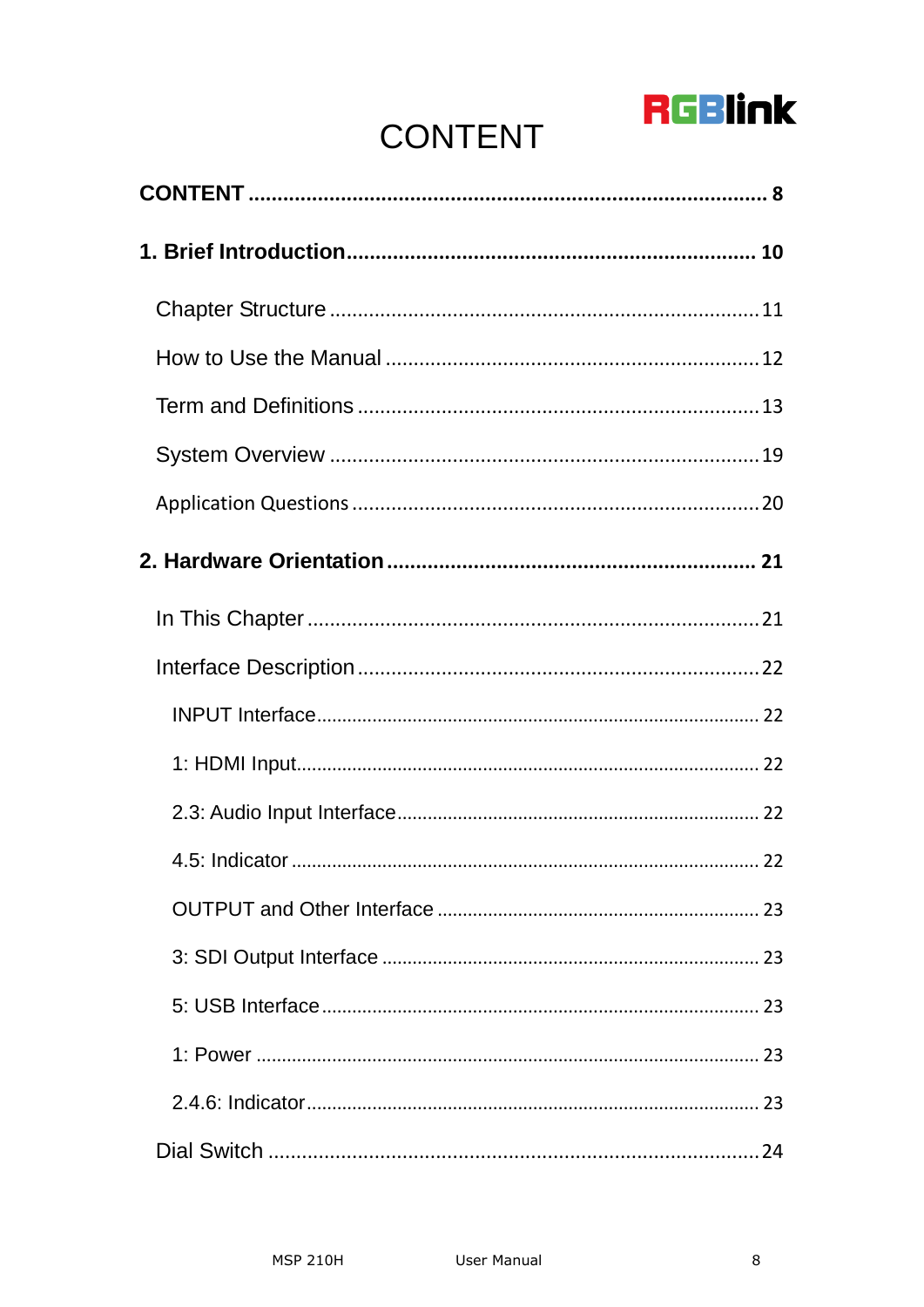# CONTENT

**CONTENT** ........................................................................................ **8**

**1. Brief Introduction** ...................................................................... **10**

- Chapter Structure ............................................................................ 11
- How to Use the Manual .................................................................. 12
- Term and Definitions ....................................................................... 13
- System Overview ............................................................................ 19
- Application Questions ...................................................................... 20

**2. Hardware Orientation** ............................................................... **21**

- In This Chapter ................................................................................ 21
- Interface Description ....................................................................... 22
  - INPUT Interface ........................................................................................ 22
  - 1: HDMI Input ........................................................................................... 22
  - 2.3: Audio Input Interface ....................................................................... 22
  - 4.5: Indicator ............................................................................................ 22
  - OUTPUT and Other Interface ................................................................ 23
  - 3: SDI Output Interface .......................................................................... 23
  - 5: USB Interface ...................................................................................... 23
  - 1: Power ................................................................................................... 23
  - 2.4.6: Indicator ......................................................................................... 23
- Dial Switch ....................................................................................... 24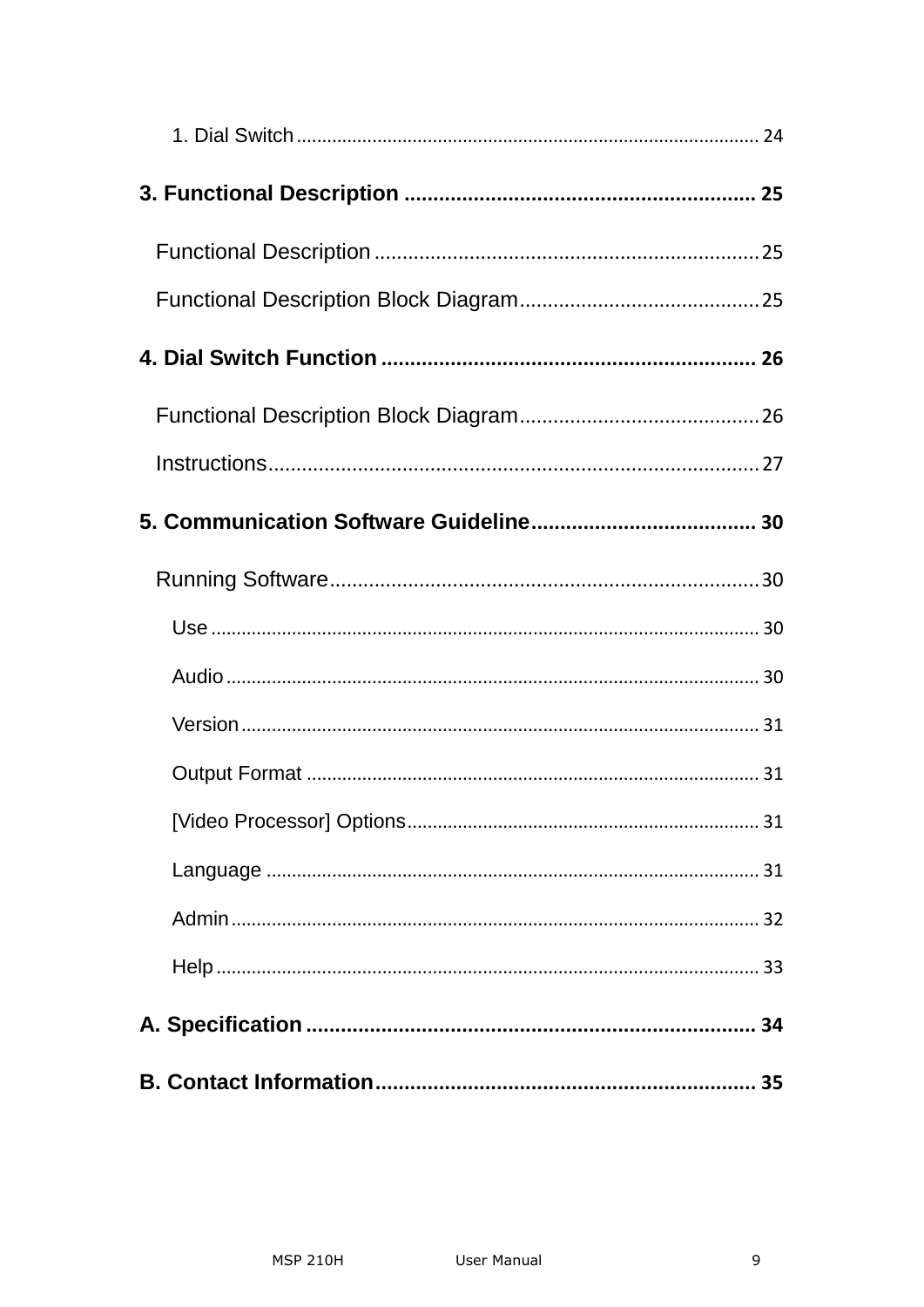1. Dial Switch ........................................................................................ 24

3. Functional Description ............................................................ 25

Functional Description ..................................................................... 25

Functional Description Block Diagram .......................................... 25

4. Dial Switch Function ................................................................ 26

Functional Description Block Diagram .......................................... 26

Instructions ....................................................................................... 27

5. Communication Software Guideline ...................................... 30

Running Software ............................................................................ 30

Use ....................................................................................................... 30

Audio .................................................................................................... 30

Version ................................................................................................. 31

Output Format .................................................................................... 31

[Video Processor] Options .................................................................. 31

Language ............................................................................................. 31

Admin .................................................................................................. 32

Help ..................................................................................................... 33

A. Specification ............................................................................. 34

B. Contact Information .................................................................. 35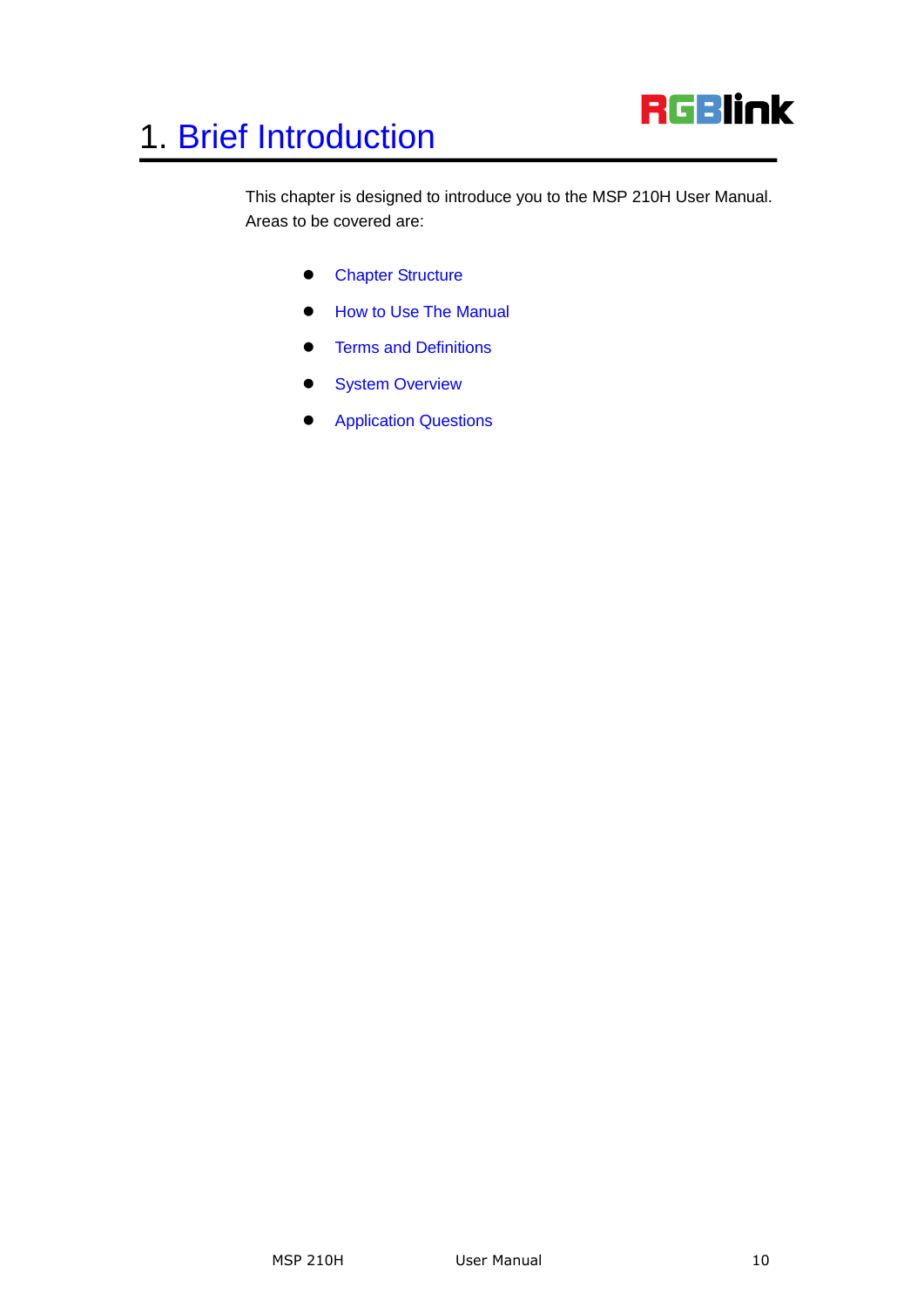# 1. Brief Introduction

This chapter is designed to introduce you to the MSP 210H User Manual. Areas to be covered are:

- Chapter Structure
- How to Use The Manual
- Terms and Definitions
- System Overview
- Application Questions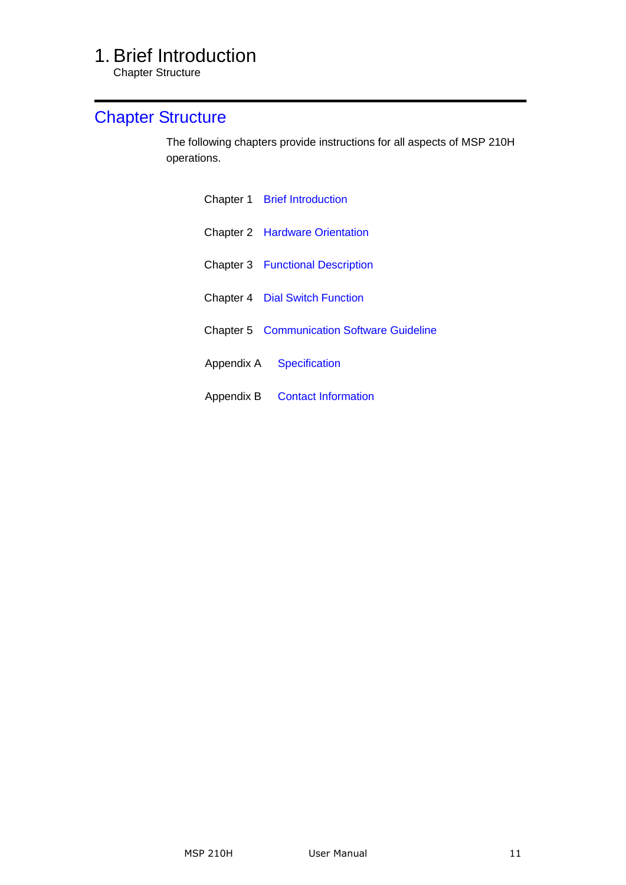# 1. Brief Introduction

## Chapter Structure

The following chapters provide instructions for all aspects of MSP 210H operations.

Chapter 1 Brief Introduction

Chapter 2 Hardware Orientation

Chapter 3 Functional Description

Chapter 4 Dial Switch Function

Chapter 5 Communication Software Guideline

Appendix A Specification

Appendix B Contact Information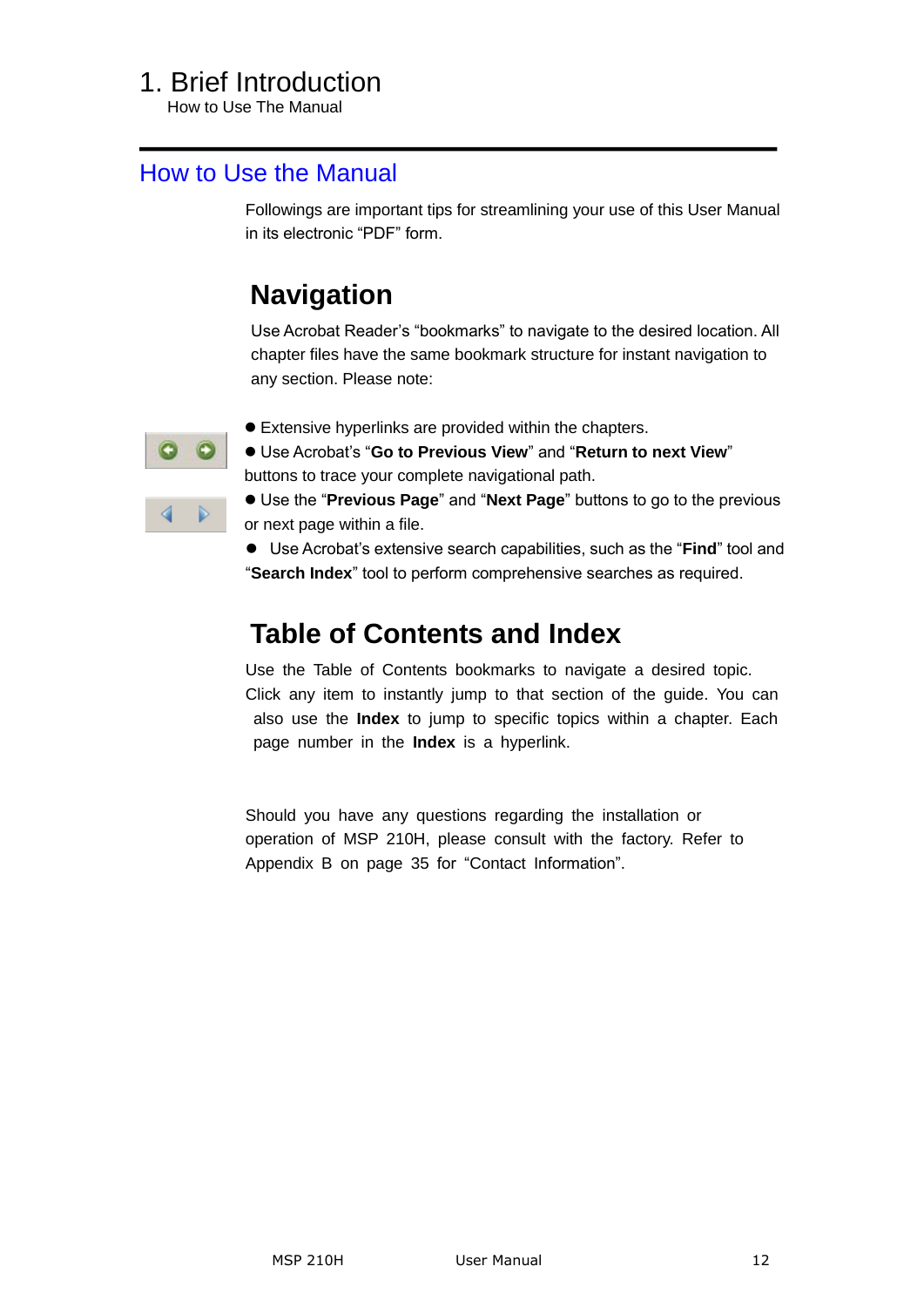# 1. Brief Introduction

How to Use The Manual

## How to Use the Manual

Followings are important tips for streamlining your use of this User Manual in its electronic "PDF" form.

### Navigation

Use Acrobat Reader's "bookmarks" to navigate to the desired location. All chapter files have the same bookmark structure for instant navigation to any section. Please note:

- Extensive hyperlinks are provided within the chapters.
- Use Acrobat's "**Go to Previous View**" and "**Return to next View**" buttons to trace your complete navigational path.
- Use the "**Previous Page**" and "**Next Page**" buttons to go to the previous or next page within a file.
- Use Acrobat's extensive search capabilities, such as the "**Find**" tool and "**Search Index**" tool to perform comprehensive searches as required.

### Table of Contents and Index

Use the Table of Contents bookmarks to navigate a desired topic. Click any item to instantly jump to that section of the guide. You can also use the **Index** to jump to specific topics within a chapter. Each page number in the **Index** is a hyperlink.

Should you have any questions regarding the installation or operation of MSP 210H, please consult with the factory. Refer to Appendix B on page 35 for "Contact Information".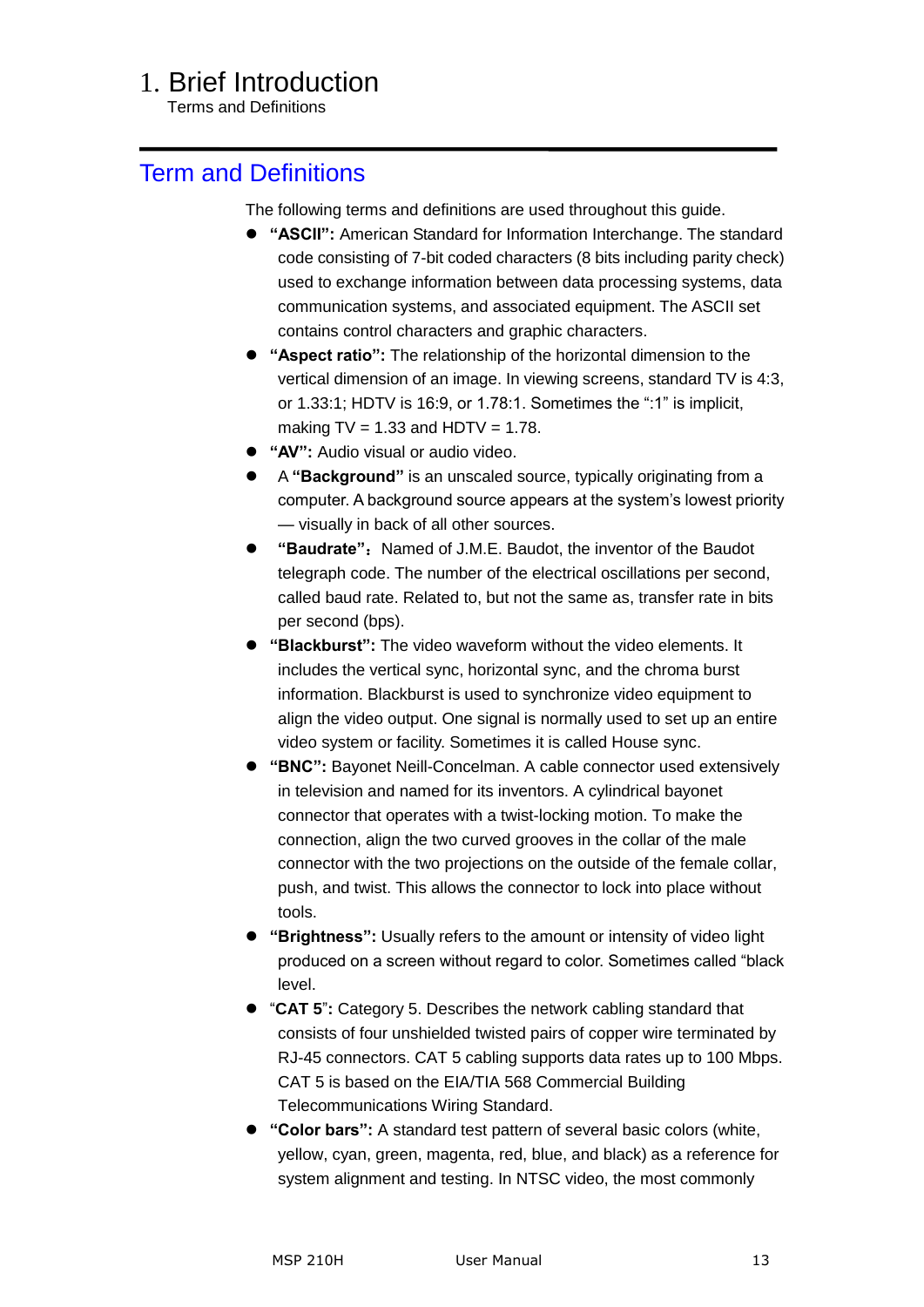# 1. Brief Introduction

Terms and Definitions

## Term and Definitions

The following terms and definitions are used throughout this guide.

- **"ASCII":** American Standard for Information Interchange. The standard code consisting of 7-bit coded characters (8 bits including parity check) used to exchange information between data processing systems, data communication systems, and associated equipment. The ASCII set contains control characters and graphic characters.
- **"Aspect ratio":** The relationship of the horizontal dimension to the vertical dimension of an image. In viewing screens, standard TV is 4:3, or 1.33:1; HDTV is 16:9, or 1.78:1. Sometimes the ":1" is implicit, making TV = 1.33 and HDTV = 1.78.
- **"AV":** Audio visual or audio video.
- A **"Background"** is an unscaled source, typically originating from a computer. A background source appears at the system's lowest priority — visually in back of all other sources.
- **"Baudrate"**：Named of J.M.E. Baudot, the inventor of the Baudot telegraph code. The number of the electrical oscillations per second, called baud rate. Related to, but not the same as, transfer rate in bits per second (bps).
- **"Blackburst":** The video waveform without the video elements. It includes the vertical sync, horizontal sync, and the chroma burst information. Blackburst is used to synchronize video equipment to align the video output. One signal is normally used to set up an entire video system or facility. Sometimes it is called House sync.
- **"BNC":** Bayonet Neill-Concelman. A cable connector used extensively in television and named for its inventors. A cylindrical bayonet connector that operates with a twist-locking motion. To make the connection, align the two curved grooves in the collar of the male connector with the two projections on the outside of the female collar, push, and twist. This allows the connector to lock into place without tools.
- **"Brightness":** Usually refers to the amount or intensity of video light produced on a screen without regard to color. Sometimes called "black level.
- "**CAT 5**": Category 5. Describes the network cabling standard that consists of four unshielded twisted pairs of copper wire terminated by RJ-45 connectors. CAT 5 cabling supports data rates up to 100 Mbps. CAT 5 is based on the EIA/TIA 568 Commercial Building Telecommunications Wiring Standard.
- **"Color bars":** A standard test pattern of several basic colors (white, yellow, cyan, green, magenta, red, blue, and black) as a reference for system alignment and testing. In NTSC video, the most commonly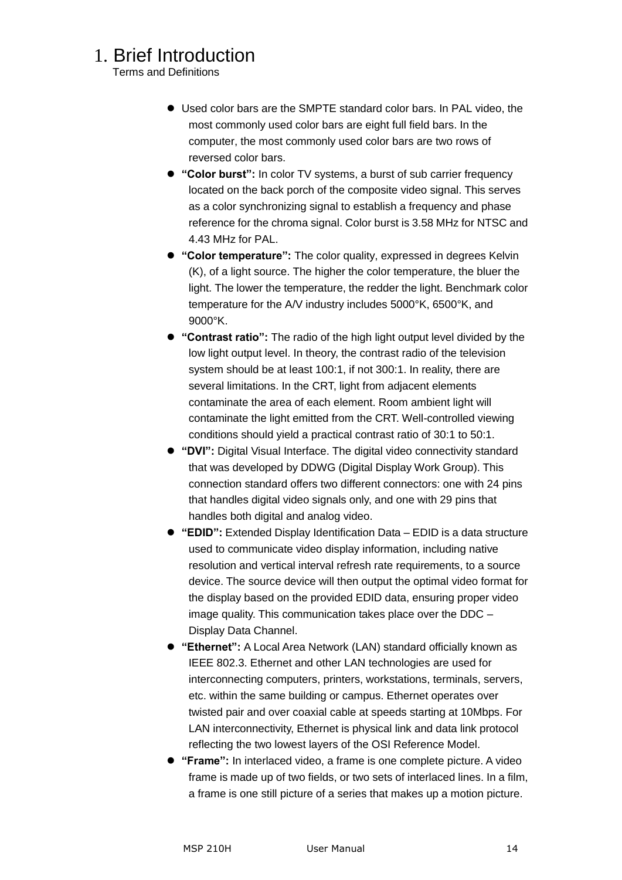# 1. Brief Introduction

Terms and Definitions

- Used color bars are the SMPTE standard color bars. In PAL video, the most commonly used color bars are eight full field bars. In the computer, the most commonly used color bars are two rows of reversed color bars.
- **"Color burst":** In color TV systems, a burst of sub carrier frequency located on the back porch of the composite video signal. This serves as a color synchronizing signal to establish a frequency and phase reference for the chroma signal. Color burst is 3.58 MHz for NTSC and 4.43 MHz for PAL.
- **"Color temperature":** The color quality, expressed in degrees Kelvin (K), of a light source. The higher the color temperature, the bluer the light. The lower the temperature, the redder the light. Benchmark color temperature for the A/V industry includes 5000°K, 6500°K, and 9000°K.
- **"Contrast ratio":** The radio of the high light output level divided by the low light output level. In theory, the contrast radio of the television system should be at least 100:1, if not 300:1. In reality, there are several limitations. In the CRT, light from adjacent elements contaminate the area of each element. Room ambient light will contaminate the light emitted from the CRT. Well-controlled viewing conditions should yield a practical contrast ratio of 30:1 to 50:1.
- **"DVI":** Digital Visual Interface. The digital video connectivity standard that was developed by DDWG (Digital Display Work Group). This connection standard offers two different connectors: one with 24 pins that handles digital video signals only, and one with 29 pins that handles both digital and analog video.
- **"EDID":** Extended Display Identification Data – EDID is a data structure used to communicate video display information, including native resolution and vertical interval refresh rate requirements, to a source device. The source device will then output the optimal video format for the display based on the provided EDID data, ensuring proper video image quality. This communication takes place over the DDC – Display Data Channel.
- **"Ethernet":** A Local Area Network (LAN) standard officially known as IEEE 802.3. Ethernet and other LAN technologies are used for interconnecting computers, printers, workstations, terminals, servers, etc. within the same building or campus. Ethernet operates over twisted pair and over coaxial cable at speeds starting at 10Mbps. For LAN interconnectivity, Ethernet is physical link and data link protocol reflecting the two lowest layers of the OSI Reference Model.
- **"Frame":** In interlaced video, a frame is one complete picture. A video frame is made up of two fields, or two sets of interlaced lines. In a film, a frame is one still picture of a series that makes up a motion picture.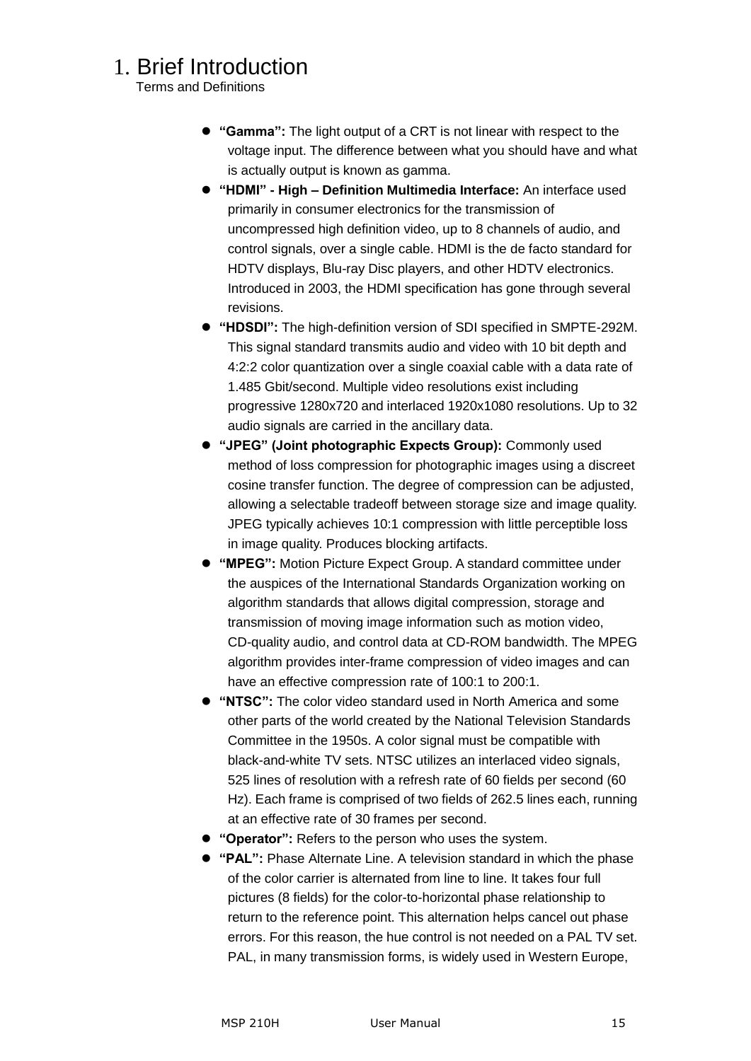# 1. Brief Introduction

Terms and Definitions

- **"Gamma":** The light output of a CRT is not linear with respect to the voltage input. The difference between what you should have and what is actually output is known as gamma.
- **"HDMI" - High – Definition Multimedia Interface:** An interface used primarily in consumer electronics for the transmission of uncompressed high definition video, up to 8 channels of audio, and control signals, over a single cable. HDMI is the de facto standard for HDTV displays, Blu-ray Disc players, and other HDTV electronics. Introduced in 2003, the HDMI specification has gone through several revisions.
- **"HDSDI":** The high-definition version of SDI specified in SMPTE-292M. This signal standard transmits audio and video with 10 bit depth and 4:2:2 color quantization over a single coaxial cable with a data rate of 1.485 Gbit/second. Multiple video resolutions exist including progressive 1280x720 and interlaced 1920x1080 resolutions. Up to 32 audio signals are carried in the ancillary data.
- **"JPEG" (Joint photographic Expects Group):** Commonly used method of loss compression for photographic images using a discreet cosine transfer function. The degree of compression can be adjusted, allowing a selectable tradeoff between storage size and image quality. JPEG typically achieves 10:1 compression with little perceptible loss in image quality. Produces blocking artifacts.
- **"MPEG":** Motion Picture Expect Group. A standard committee under the auspices of the International Standards Organization working on algorithm standards that allows digital compression, storage and transmission of moving image information such as motion video, CD-quality audio, and control data at CD-ROM bandwidth. The MPEG algorithm provides inter-frame compression of video images and can have an effective compression rate of 100:1 to 200:1.
- **"NTSC":** The color video standard used in North America and some other parts of the world created by the National Television Standards Committee in the 1950s. A color signal must be compatible with black-and-white TV sets. NTSC utilizes an interlaced video signals, 525 lines of resolution with a refresh rate of 60 fields per second (60 Hz). Each frame is comprised of two fields of 262.5 lines each, running at an effective rate of 30 frames per second.
- **"Operator":** Refers to the person who uses the system.
- **"PAL":** Phase Alternate Line. A television standard in which the phase of the color carrier is alternated from line to line. It takes four full pictures (8 fields) for the color-to-horizontal phase relationship to return to the reference point. This alternation helps cancel out phase errors. For this reason, the hue control is not needed on a PAL TV set. PAL, in many transmission forms, is widely used in Western Europe,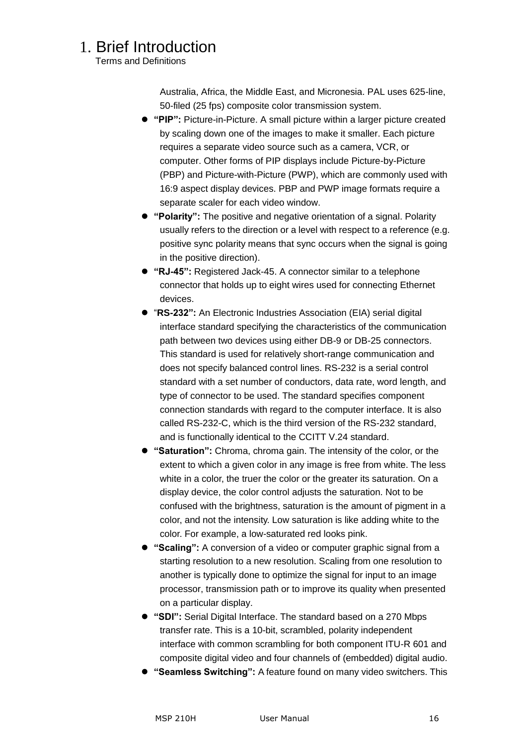# 1. Brief Introduction

Terms and Definitions

Australia, Africa, the Middle East, and Micronesia. PAL uses 625-line, 50-filed (25 fps) composite color transmission system.

- **"PIP":** Picture-in-Picture. A small picture within a larger picture created by scaling down one of the images to make it smaller. Each picture requires a separate video source such as a camera, VCR, or computer. Other forms of PIP displays include Picture-by-Picture (PBP) and Picture-with-Picture (PWP), which are commonly used with 16:9 aspect display devices. PBP and PWP image formats require a separate scaler for each video window.
- **"Polarity":** The positive and negative orientation of a signal. Polarity usually refers to the direction or a level with respect to a reference (e.g. positive sync polarity means that sync occurs when the signal is going in the positive direction).
- **"RJ-45":** Registered Jack-45. A connector similar to a telephone connector that holds up to eight wires used for connecting Ethernet devices.
- "**RS-232":** An Electronic Industries Association (EIA) serial digital interface standard specifying the characteristics of the communication path between two devices using either DB-9 or DB-25 connectors. This standard is used for relatively short-range communication and does not specify balanced control lines. RS-232 is a serial control standard with a set number of conductors, data rate, word length, and type of connector to be used. The standard specifies component connection standards with regard to the computer interface. It is also called RS-232-C, which is the third version of the RS-232 standard, and is functionally identical to the CCITT V.24 standard.
- **"Saturation":** Chroma, chroma gain. The intensity of the color, or the extent to which a given color in any image is free from white. The less white in a color, the truer the color or the greater its saturation. On a display device, the color control adjusts the saturation. Not to be confused with the brightness, saturation is the amount of pigment in a color, and not the intensity. Low saturation is like adding white to the color. For example, a low-saturated red looks pink.
- **"Scaling":** A conversion of a video or computer graphic signal from a starting resolution to a new resolution. Scaling from one resolution to another is typically done to optimize the signal for input to an image processor, transmission path or to improve its quality when presented on a particular display.
- **"SDI":** Serial Digital Interface. The standard based on a 270 Mbps transfer rate. This is a 10-bit, scrambled, polarity independent interface with common scrambling for both component ITU-R 601 and composite digital video and four channels of (embedded) digital audio.
- **"Seamless Switching":** A feature found on many video switchers. This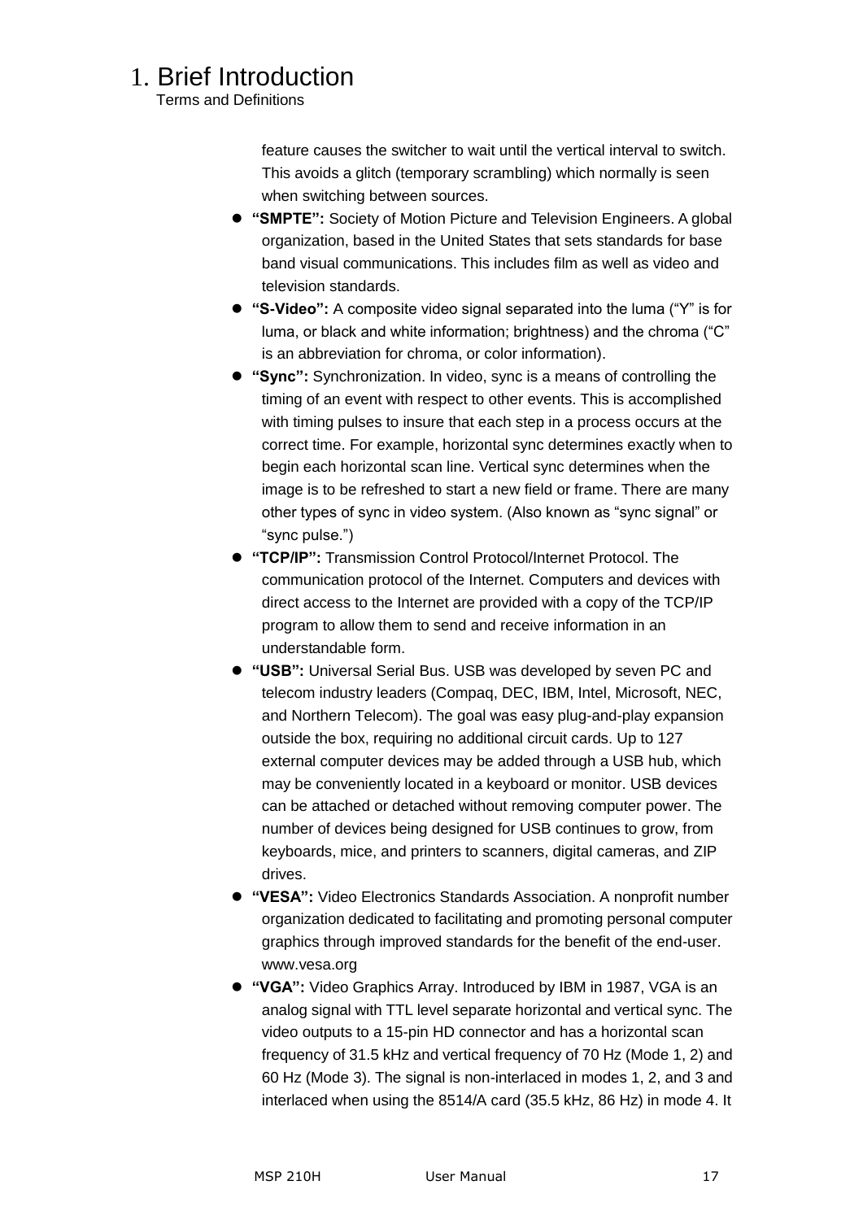# 1. Brief Introduction

Terms and Definitions

feature causes the switcher to wait until the vertical interval to switch. This avoids a glitch (temporary scrambling) which normally is seen when switching between sources.

- **"SMPTE":** Society of Motion Picture and Television Engineers. A global organization, based in the United States that sets standards for base band visual communications. This includes film as well as video and television standards.
- **"S-Video":** A composite video signal separated into the luma ("Y" is for luma, or black and white information; brightness) and the chroma ("C" is an abbreviation for chroma, or color information).
- **"Sync":** Synchronization. In video, sync is a means of controlling the timing of an event with respect to other events. This is accomplished with timing pulses to insure that each step in a process occurs at the correct time. For example, horizontal sync determines exactly when to begin each horizontal scan line. Vertical sync determines when the image is to be refreshed to start a new field or frame. There are many other types of sync in video system. (Also known as "sync signal" or "sync pulse.")
- **"TCP/IP":** Transmission Control Protocol/Internet Protocol. The communication protocol of the Internet. Computers and devices with direct access to the Internet are provided with a copy of the TCP/IP program to allow them to send and receive information in an understandable form.
- **"USB":** Universal Serial Bus. USB was developed by seven PC and telecom industry leaders (Compaq, DEC, IBM, Intel, Microsoft, NEC, and Northern Telecom). The goal was easy plug-and-play expansion outside the box, requiring no additional circuit cards. Up to 127 external computer devices may be added through a USB hub, which may be conveniently located in a keyboard or monitor. USB devices can be attached or detached without removing computer power. The number of devices being designed for USB continues to grow, from keyboards, mice, and printers to scanners, digital cameras, and ZIP drives.
- **"VESA":** Video Electronics Standards Association. A nonprofit number organization dedicated to facilitating and promoting personal computer graphics through improved standards for the benefit of the end-user. www.vesa.org
- **"VGA":** Video Graphics Array. Introduced by IBM in 1987, VGA is an analog signal with TTL level separate horizontal and vertical sync. The video outputs to a 15-pin HD connector and has a horizontal scan frequency of 31.5 kHz and vertical frequency of 70 Hz (Mode 1, 2) and 60 Hz (Mode 3). The signal is non-interlaced in modes 1, 2, and 3 and interlaced when using the 8514/A card (35.5 kHz, 86 Hz) in mode 4. It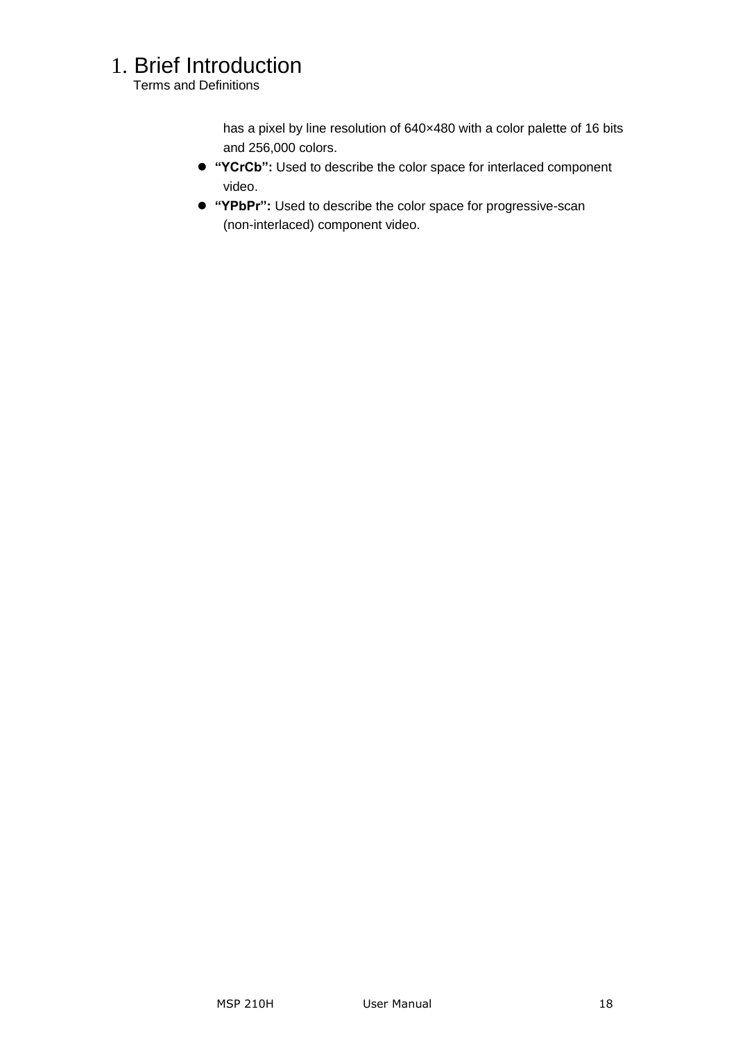# 1. Brief Introduction

Terms and Definitions

has a pixel by line resolution of 640×480 with a color palette of 16 bits and 256,000 colors.

- **“YCrCb”:** Used to describe the color space for interlaced component video.
- **“YPbPr”:** Used to describe the color space for progressive-scan (non-interlaced) component video.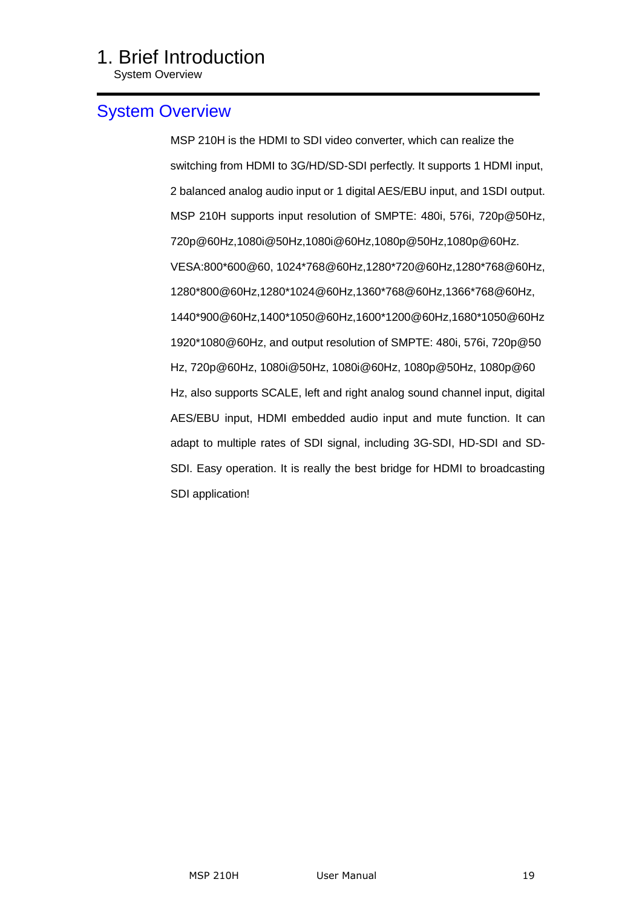# 1. Brief Introduction

System Overview

## System Overview

MSP 210H is the HDMI to SDI video converter, which can realize the switching from HDMI to 3G/HD/SD-SDI perfectly. It supports 1 HDMI input, 2 balanced analog audio input or 1 digital AES/EBU input, and 1SDI output. MSP 210H supports input resolution of SMPTE: 480i, 576i, 720p@50Hz, 720p@60Hz,1080i@50Hz,1080i@60Hz,1080p@50Hz,1080p@60Hz. VESA:800*600@60, 1024*768@60Hz,1280*720@60Hz,1280*768@60Hz, 1280*800@60Hz,1280*1024@60Hz,1360*768@60Hz,1366*768@60Hz, 1440*900@60Hz,1400*1050@60Hz,1600*1200@60Hz,1680*1050@60Hz 1920*1080@60Hz, and output resolution of SMPTE: 480i, 576i, 720p@50 Hz, 720p@60Hz, 1080i@50Hz, 1080i@60Hz, 1080p@50Hz, 1080p@60 Hz, also supports SCALE, left and right analog sound channel input, digital AES/EBU input, HDMI embedded audio input and mute function. It can adapt to multiple rates of SDI signal, including 3G-SDI, HD-SDI and SD-SDI. Easy operation. It is really the best bridge for HDMI to broadcasting SDI application!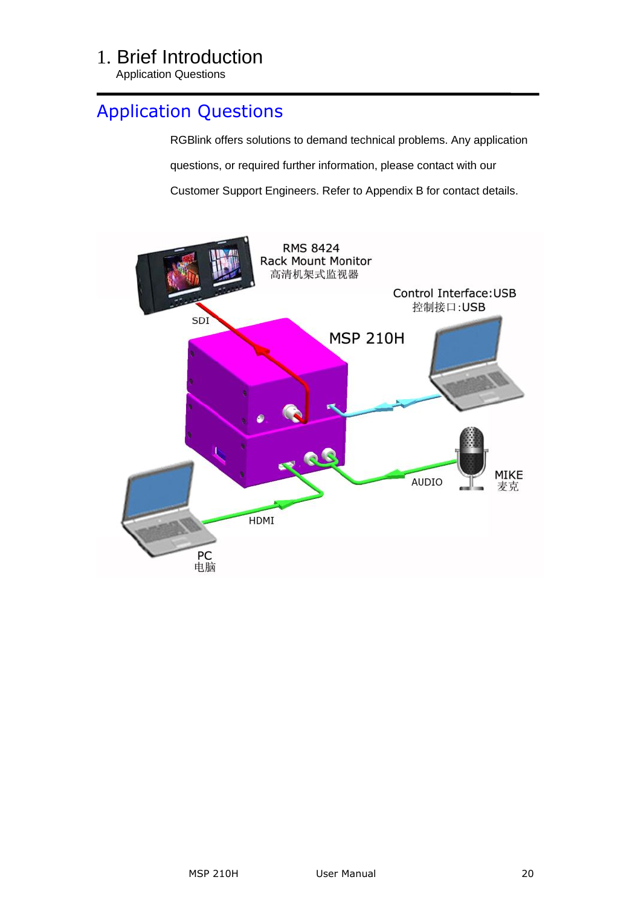## Application Questions

RGBlink offers solutions to demand technical problems. Any application questions, or required further information, please contact with our Customer Support Engineers. Refer to Appendix B for contact details.

RMS 8424
Rack Mount Monitor
高清机架式监视器

Control Interface:USB
控制接口:USB

SDI

MSP 210H

AUDIO

MIKE
麦克

HDMI

PC
电脑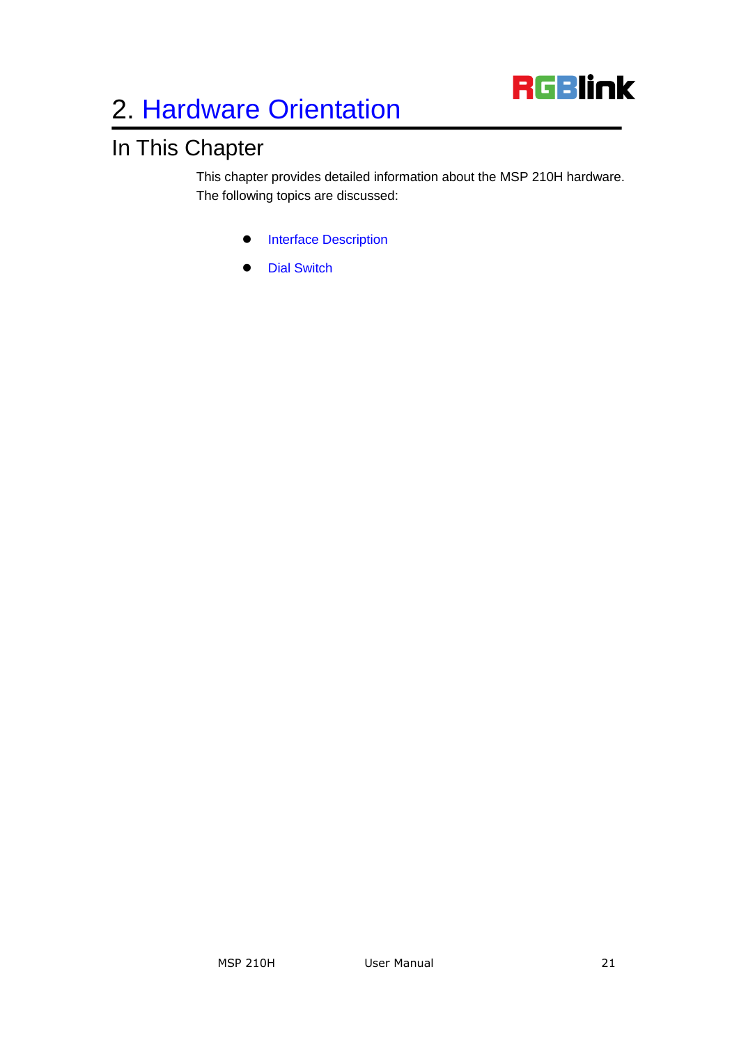# 2. Hardware Orientation

## In This Chapter

This chapter provides detailed information about the MSP 210H hardware. The following topics are discussed:

- Interface Description
- Dial Switch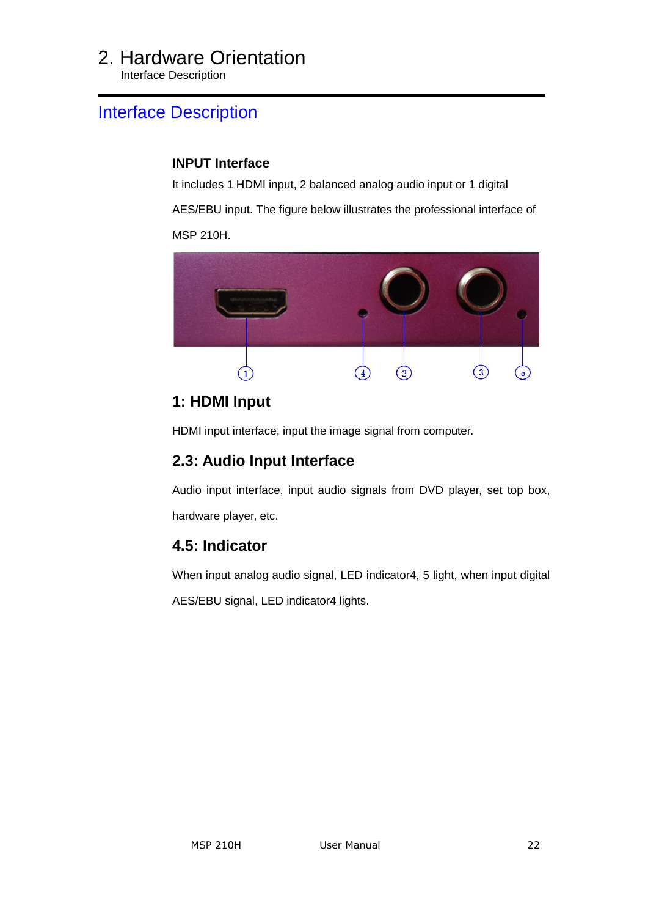## Interface Description

**INPUT Interface**

It includes 1 HDMI input, 2 balanced analog audio input or 1 digital AES/EBU input. The figure below illustrates the professional interface of MSP 210H.

### 1: HDMI Input

HDMI input interface, input the image signal from computer.

### 2.3: Audio Input Interface

Audio input interface, input audio signals from DVD player, set top box, hardware player, etc.

### 4.5: Indicator

When input analog audio signal, LED indicator4, 5 light, when input digital AES/EBU signal, LED indicator4 lights.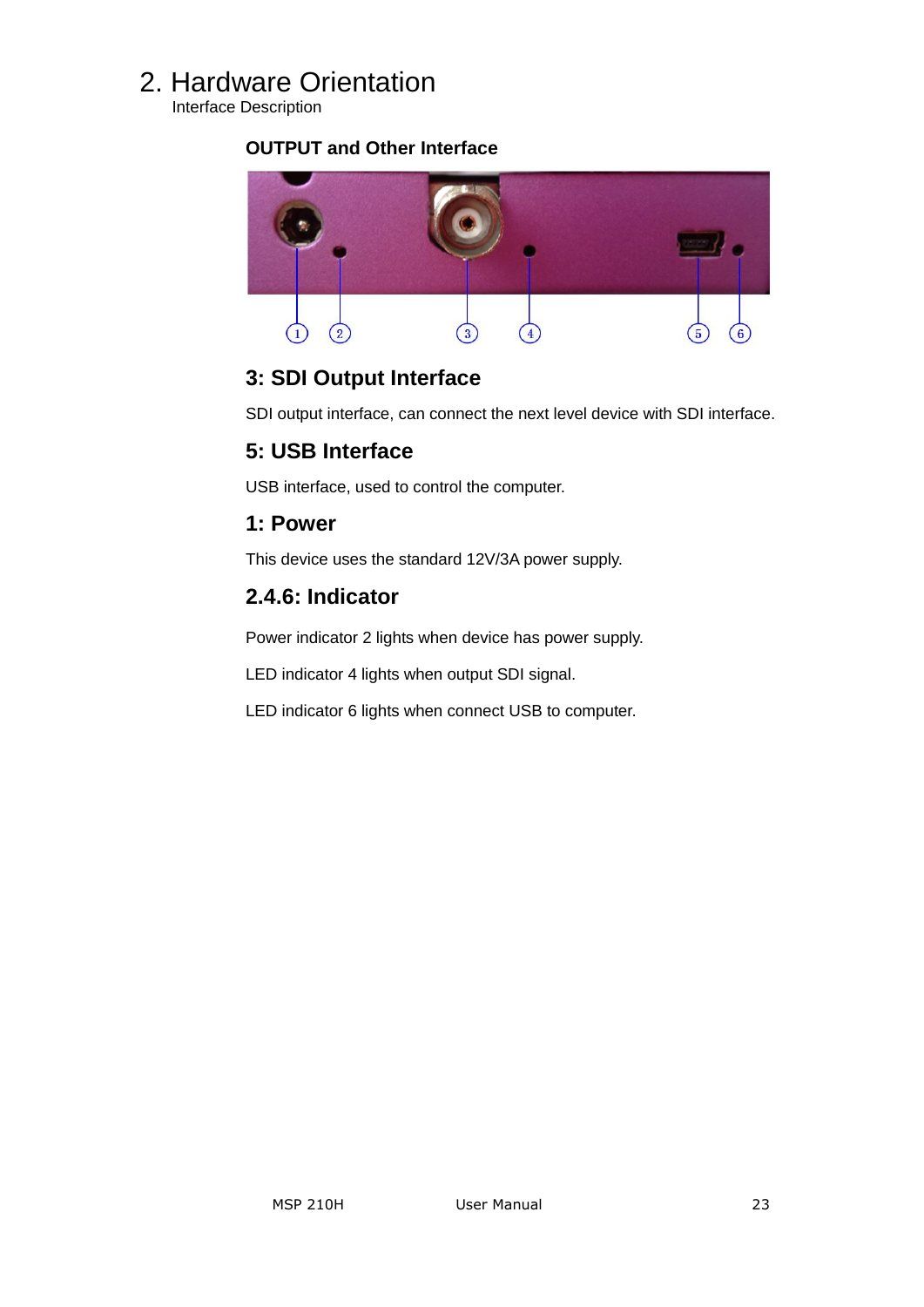# 2. Hardware Orientation

Interface Description

**OUTPUT and Other Interface**

### 3: SDI Output Interface

SDI output interface, can connect the next level device with SDI interface.

### 5: USB Interface

USB interface, used to control the computer.

### 1: Power

This device uses the standard 12V/3A power supply.

### 2.4.6: Indicator

Power indicator 2 lights when device has power supply.

LED indicator 4 lights when output SDI signal.

LED indicator 6 lights when connect USB to computer.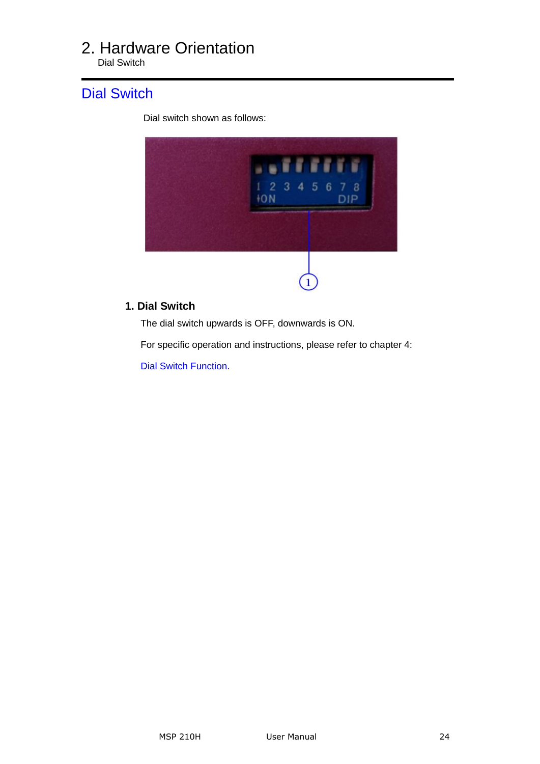## Dial Switch

Dial switch shown as follows:

**1. Dial Switch**

The dial switch upwards is OFF, downwards is ON.

For specific operation and instructions, please refer to chapter 4:

Dial Switch Function.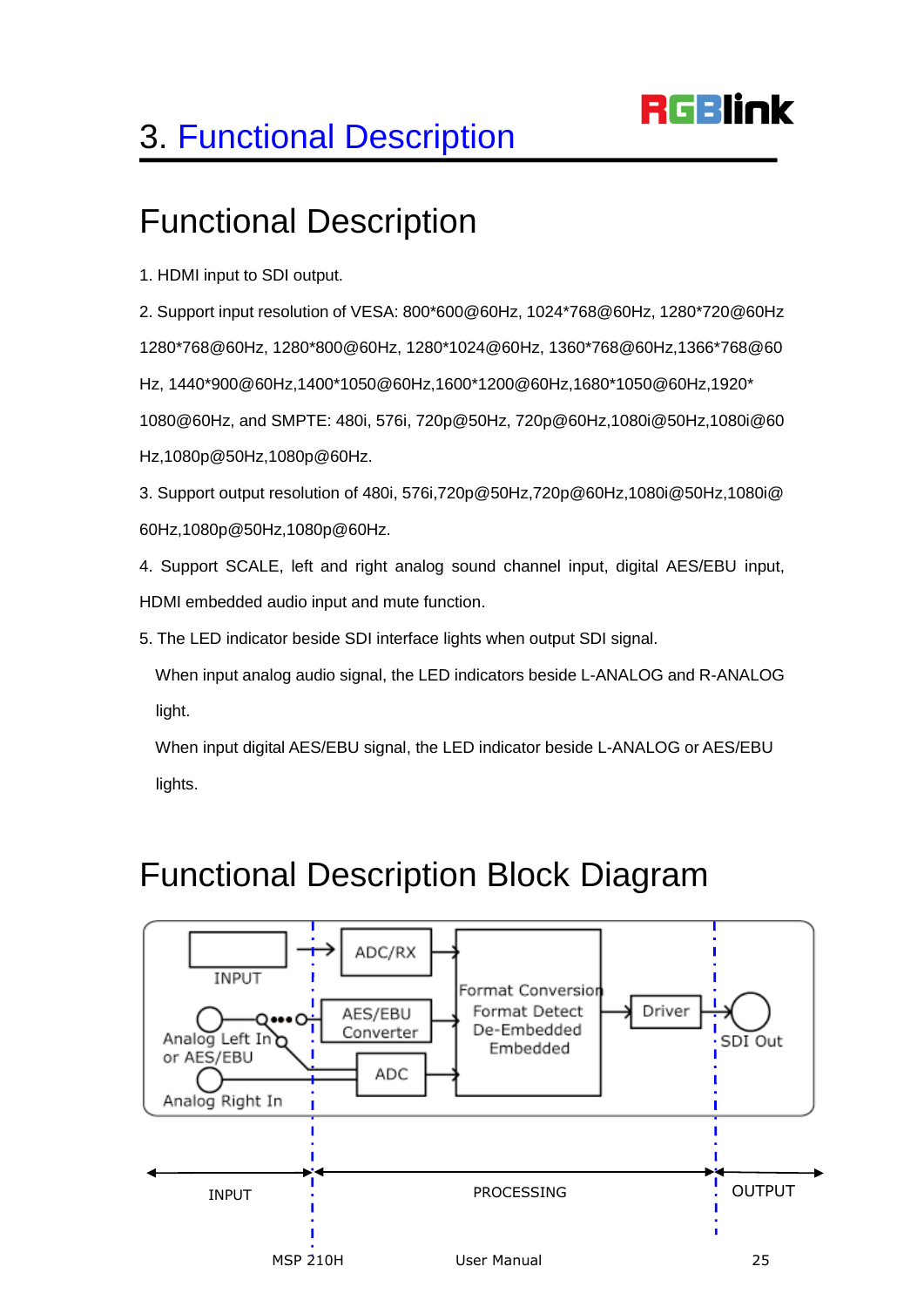# 3. Functional Description

## Functional Description

1. HDMI input to SDI output.

2. Support input resolution of VESA: 800*600@60Hz, 1024*768@60Hz, 1280*720@60Hz 1280*768@60Hz, 1280*800@60Hz, 1280*1024@60Hz, 1360*768@60Hz,1366*768@60 Hz, 1440*900@60Hz,1400*1050@60Hz,1600*1200@60Hz,1680*1050@60Hz,1920*1080@60Hz, and SMPTE: 480i, 576i, 720p@50Hz, 720p@60Hz,1080i@50Hz,1080i@60 Hz,1080p@50Hz,1080p@60Hz.

3. Support output resolution of 480i, 576i,720p@50Hz,720p@60Hz,1080i@50Hz,1080i@60Hz,1080p@50Hz,1080p@60Hz.

4. Support SCALE, left and right analog sound channel input, digital AES/EBU input, HDMI embedded audio input and mute function.

5. The LED indicator beside SDI interface lights when output SDI signal.

   When input analog audio signal, the LED indicators beside L-ANALOG and R-ANALOG light.

   When input digital AES/EBU signal, the LED indicator beside L-ANALOG or AES/EBU lights.

## Functional Description Block Diagram

INPUT → ADC/RX → Format Conversion / Format Detect / De-Embedded / Embedded → Driver → SDI Out

Analog Left In or AES/EBU → AES/EBU Converter → Format Conversion

Analog Left In or AES/EBU, Analog Right In → ADC → Format Conversion

INPUT | PROCESSING | OUTPUT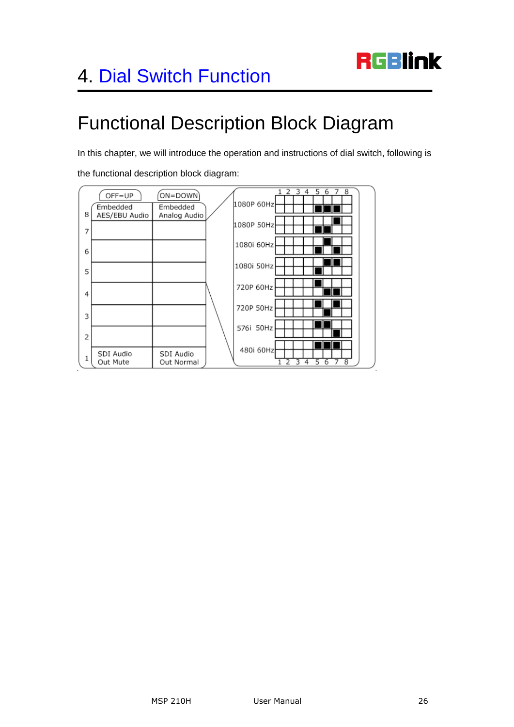# 4. Dial Switch Function

## Functional Description Block Diagram

In this chapter, we will introduce the operation and instructions of dial switch, following is the functional description block diagram:

| | OFF=UP | ON=DOWN |
|---|---|---|
| 8 | Embedded AES/EBU Audio | Embedded Analog Audio |
| 7 | | |
| 6 | | |
| 5 | | |
| 4 | | |
| 3 | | |
| 2 | | |
| 1 | SDI Audio Out Mute | SDI Audio Out Normal |

| Format | Switches 1–8 (■ = set) |
|---|---|
| 1080P 60Hz | 5, 6, 7 down |
| 1080P 50Hz | 5, 6 down; 7 up |
| 1080i 60Hz | 6 up; 5, 7 down |
| 1080i 50Hz | 6, 7 up; 5 down |
| 720P 60Hz | 5 up; 6, 7 down |
| 720P 50Hz | 5, 7 up; 6 down |
| 576i 50Hz | 5, 6 up; 7 down |
| 480i 60Hz | 5, 6, 7 up |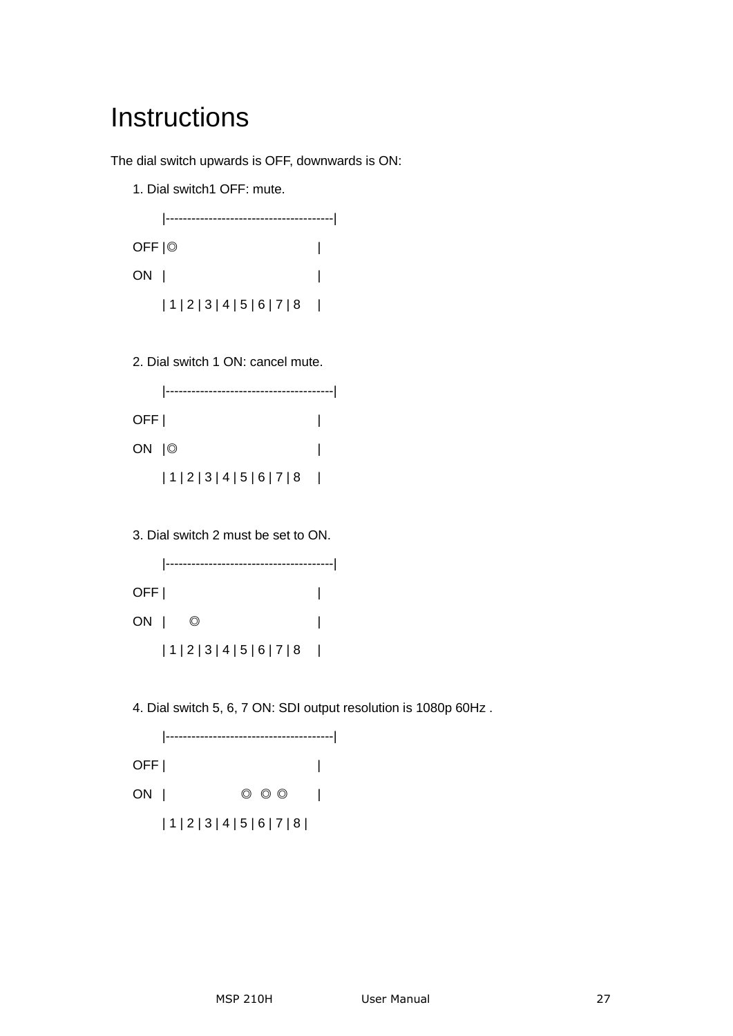# Instructions

The dial switch upwards is OFF, downwards is ON:

1. Dial switch1 OFF: mute.

```
    |--------------------------------------|
OFF |◎                                     |
ON  |                                      |
    | 1 | 2 | 3 | 4 | 5 | 6 | 7 | 8        |
```

2. Dial switch 1 ON: cancel mute.

```
    |--------------------------------------|
OFF |                                      |
ON  |◎                                     |
    | 1 | 2 | 3 | 4 | 5 | 6 | 7 | 8        |
```

3. Dial switch 2 must be set to ON.

```
    |--------------------------------------|
OFF |                                      |
ON  |     ◎                                |
    | 1 | 2 | 3 | 4 | 5 | 6 | 7 | 8        |
```

4. Dial switch 5, 6, 7 ON: SDI output resolution is 1080p 60Hz .

```
    |--------------------------------------|
OFF |                                      |
ON  |                ◎  ◎ ◎                |
    | 1 | 2 | 3 | 4 | 5 | 6 | 7 | 8 |
```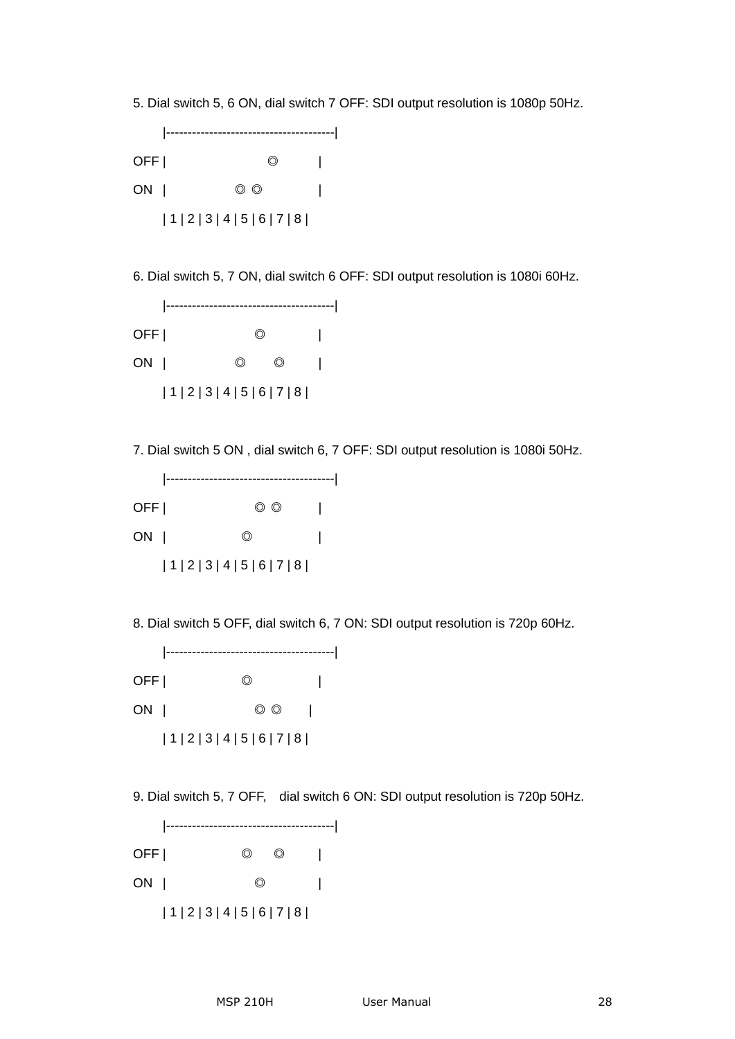5. Dial switch 5, 6 ON, dial switch 7 OFF: SDI output resolution is 1080p 50Hz.

```
    |--------------------------------------|
OFF |                     ◎          |
ON  |                ◎ ◎             |
    | 1 | 2 | 3 | 4 | 5 | 6 | 7 | 8 |
```

6. Dial switch 5, 7 ON, dial switch 6 OFF: SDI output resolution is 1080i 60Hz.

```
    |--------------------------------------|
OFF |                  ◎             |
ON  |              ◎       ◎         |
    | 1 | 2 | 3 | 4 | 5 | 6 | 7 | 8 |
```

7. Dial switch 5 ON , dial switch 6, 7 OFF: SDI output resolution is 1080i 50Hz.

```
    |--------------------------------------|
OFF |                  ◎ ◎           |
ON  |               ◎                |
    | 1 | 2 | 3 | 4 | 5 | 6 | 7 | 8 |
```

8. Dial switch 5 OFF, dial switch 6, 7 ON: SDI output resolution is 720p 60Hz.

```
    |--------------------------------------|
OFF |               ◎                |
ON  |                  ◎ ◎       |
    | 1 | 2 | 3 | 4 | 5 | 6 | 7 | 8 |
```

9. Dial switch 5, 7 OFF,  dial switch 6 ON: SDI output resolution is 720p 50Hz.

```
    |--------------------------------------|
OFF |               ◎      ◎         |
ON  |                  ◎             |
    | 1 | 2 | 3 | 4 | 5 | 6 | 7 | 8 |
```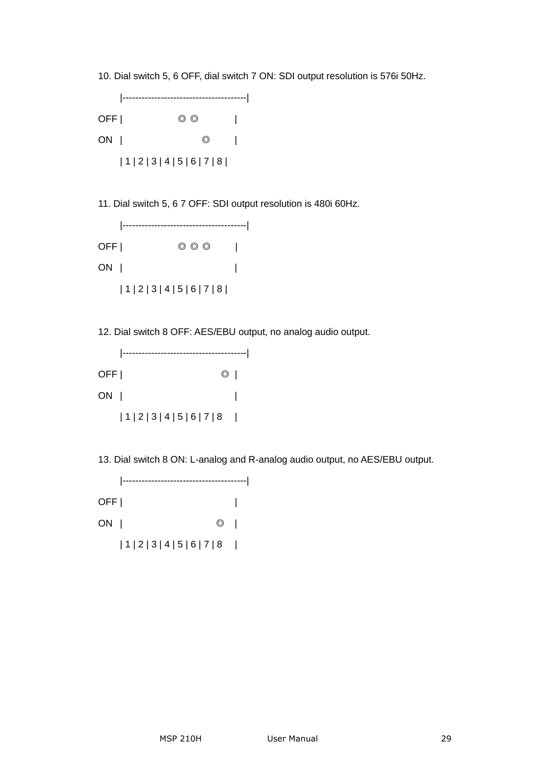10. Dial switch 5, 6 OFF, dial switch 7 ON: SDI output resolution is 576i 50Hz.

```
      |--------------------------------------|
OFF |                  ◎ ◎            |
ON  |                         ◎        |
      | 1 | 2 | 3 | 4 | 5 | 6 | 7 | 8 |
```

11. Dial switch 5, 6 7 OFF: SDI output resolution is 480i 60Hz.

```
      |--------------------------------------|
OFF |                  ◎ ◎ ◎        |
ON  |                                   |
      | 1 | 2 | 3 | 4 | 5 | 6 | 7 | 8 |
```

12. Dial switch 8 OFF: AES/EBU output, no analog audio output.

```
      |--------------------------------------|
OFF |                              ◎  |
ON  |                                   |
      | 1 | 2 | 3 | 4 | 5 | 6 | 7 | 8    |
```

13. Dial switch 8 ON: L-analog and R-analog audio output, no AES/EBU output.

```
      |--------------------------------------|
OFF |                                   |
ON  |                           ◎   |
      | 1 | 2 | 3 | 4 | 5 | 6 | 7 | 8    |
```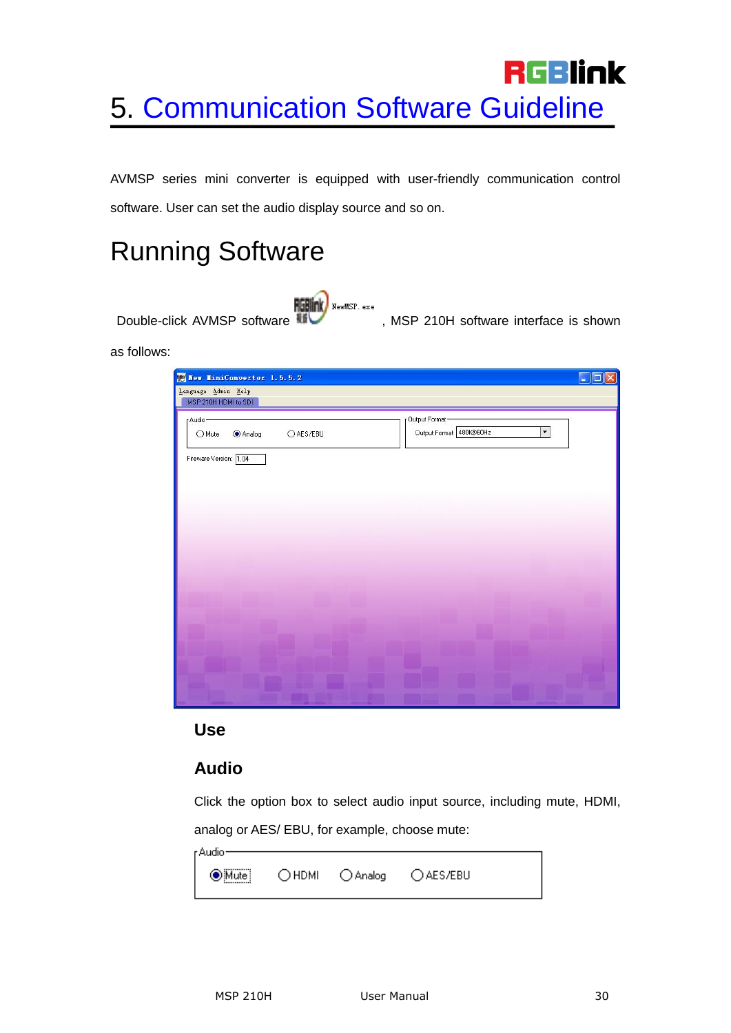# 5. Communication Software Guideline

AVMSP series mini converter is equipped with user-friendly communication control software. User can set the audio display source and so on.

## Running Software

Double-click AVMSP software NewMSP.exe, MSP 210H software interface is shown as follows:

### Use

### Audio

Click the option box to select audio input source, including mute, HDMI, analog or AES/ EBU, for example, choose mute: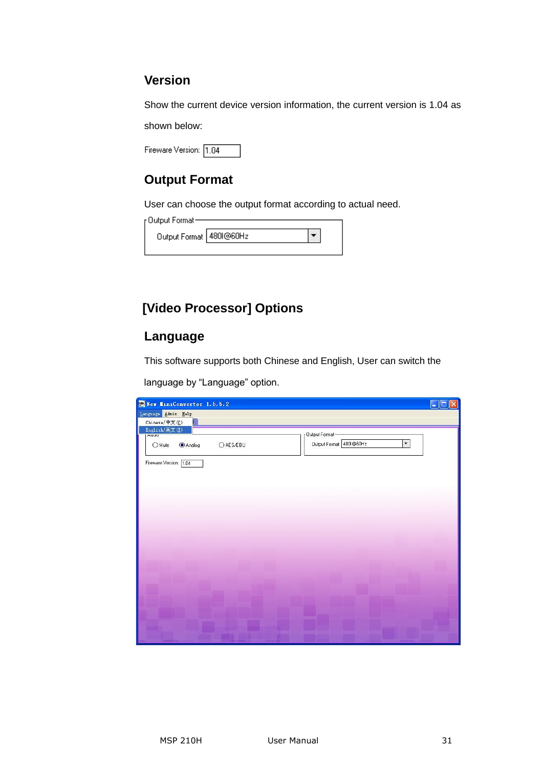## Version

Show the current device version information, the current version is 1.04 as shown below:

Fireware Version: 1.04

## Output Format

User can choose the output format according to actual need.

Output Format

Output Format 480I@60Hz

# [Video Processor] Options

## Language

This software supports both Chinese and English, User can switch the language by “Language” option.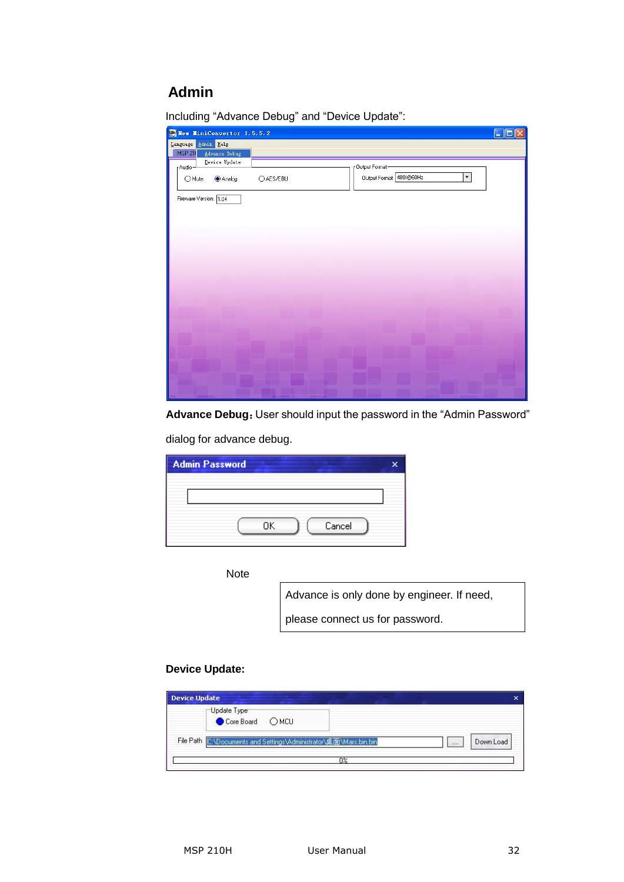## Admin

Including “Advance Debug” and “Device Update”:

**Advance Debug：**User should input the password in the “Admin Password” dialog for advance debug.

Note

Advance is only done by engineer. If need, please connect us for password.

**Device Update:**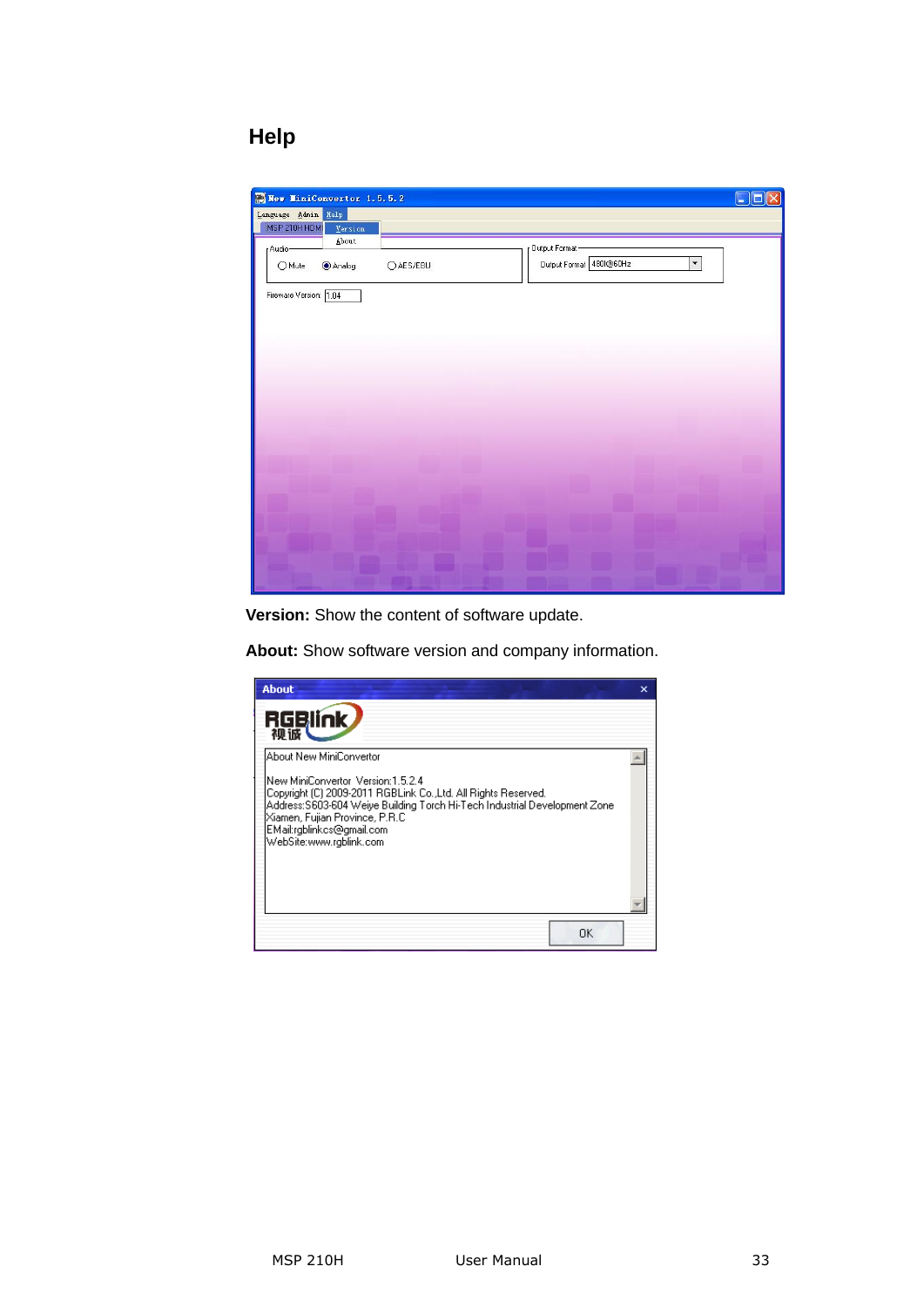## Help

**Version:** Show the content of software update.

**About:** Show software version and company information.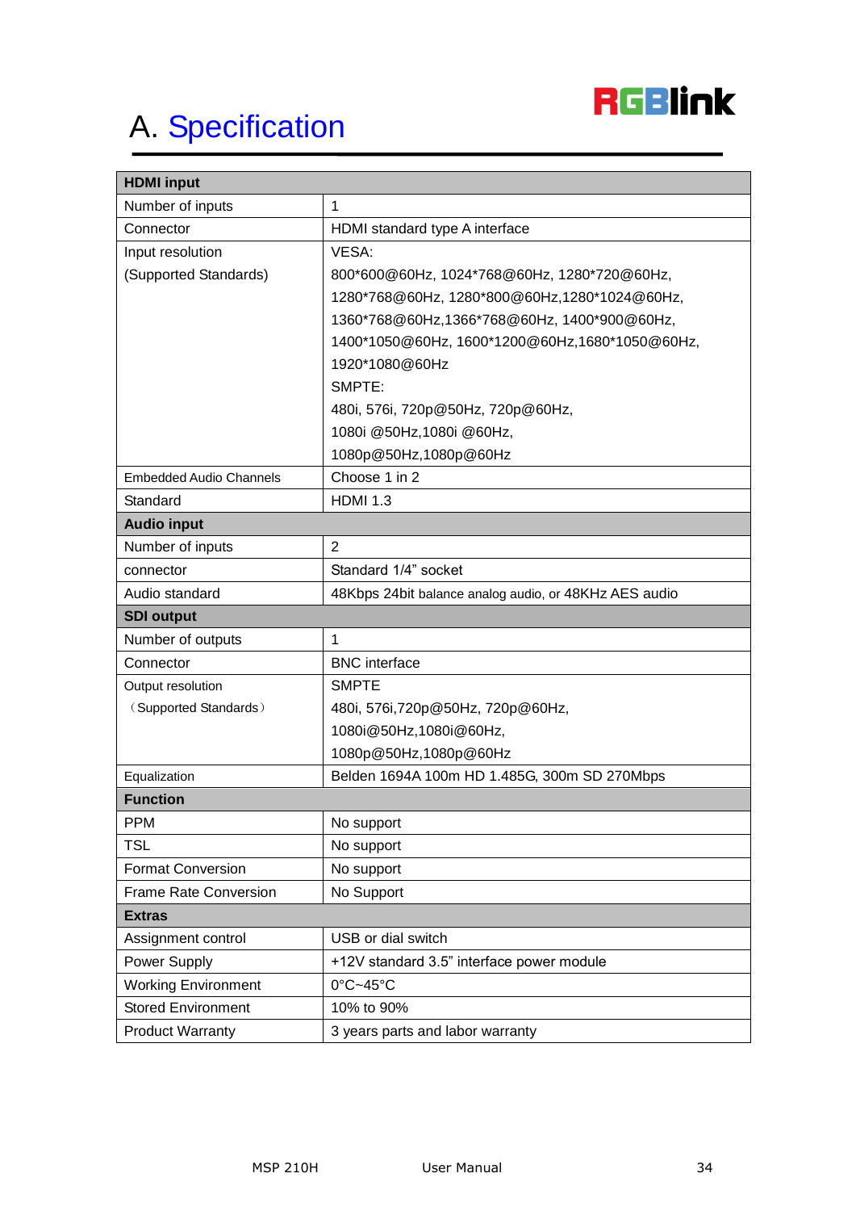# A. Specification

| HDMI input | |
|---|---|
| Number of inputs | 1 |
| Connector | HDMI standard type A interface |
| Input resolution (Supported Standards) | VESA: 800*600@60Hz, 1024*768@60Hz, 1280*720@60Hz, 1280*768@60Hz, 1280*800@60Hz,1280*1024@60Hz, 1360*768@60Hz,1366*768@60Hz, 1400*900@60Hz, 1400*1050@60Hz, 1600*1200@60Hz,1680*1050@60Hz, 1920*1080@60Hz SMPTE: 480i, 576i, 720p@50Hz, 720p@60Hz, 1080i @50Hz,1080i @60Hz, 1080p@50Hz,1080p@60Hz |
| Embedded Audio Channels | Choose 1 in 2 |
| Standard | HDMI 1.3 |
| **Audio input** | |
| Number of inputs | 2 |
| connector | Standard 1/4" socket |
| Audio standard | 48Kbps 24bit balance analog audio, or 48KHz AES audio |
| **SDI output** | |
| Number of outputs | 1 |
| Connector | BNC interface |
| Output resolution （Supported Standards） | SMPTE 480i, 576i,720p@50Hz, 720p@60Hz, 1080i@50Hz,1080i@60Hz, 1080p@50Hz,1080p@60Hz |
| Equalization | Belden 1694A 100m HD 1.485G, 300m SD 270Mbps |
| **Function** | |
| PPM | No support |
| TSL | No support |
| Format Conversion | No support |
| Frame Rate Conversion | No Support |
| **Extras** | |
| Assignment control | USB or dial switch |
| Power Supply | +12V standard 3.5" interface power module |
| Working Environment | 0°C~45°C |
| Stored Environment | 10% to 90% |
| Product Warranty | 3 years parts and labor warranty |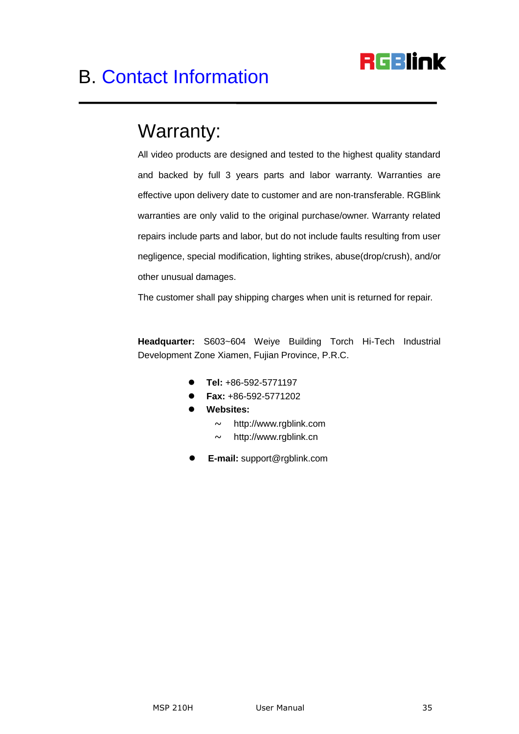# B. Contact Information

## Warranty:

All video products are designed and tested to the highest quality standard and backed by full 3 years parts and labor warranty. Warranties are effective upon delivery date to customer and are non-transferable. RGBlink warranties are only valid to the original purchase/owner. Warranty related repairs include parts and labor, but do not include faults resulting from user negligence, special modification, lighting strikes, abuse(drop/crush), and/or other unusual damages.

The customer shall pay shipping charges when unit is returned for repair.

**Headquarter:** S603~604 Weiye Building Torch Hi-Tech Industrial Development Zone Xiamen, Fujian Province, P.R.C.

- **Tel:** +86-592-5771197
- **Fax:** +86-592-5771202
- **Websites:**
  - ~ http://www.rgblink.com
  - ~ http://www.rgblink.cn
- **E-mail:** support@rgblink.com